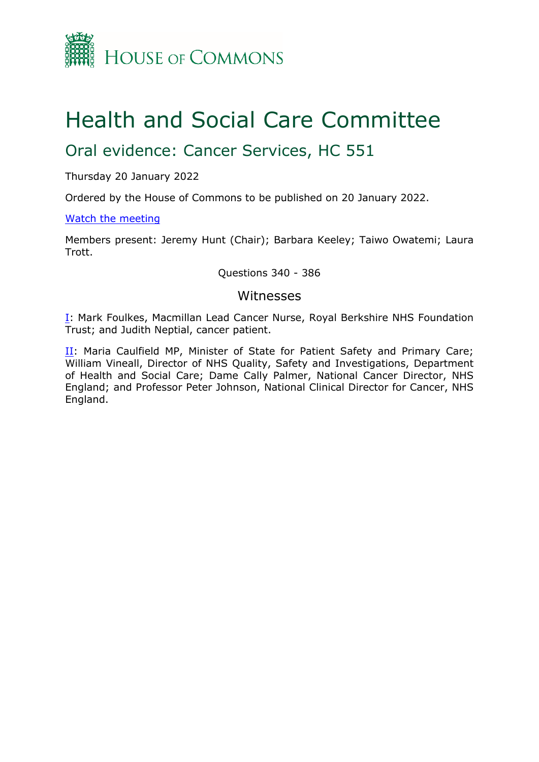HOUSE OF COMMONS

# Health and Social Care Committee

## Oral evidence: Cancer Services, HC 551

Thursday 20 January 2022

Ordered by the House of Commons to be published on 20 January 2022.

[Watch the meeting](#)

Members present: Jeremy Hunt (Chair); Barbara Keeley; Taiwo Owatemi; Laura Trott.

Questions 340 - 386

### Witnesses

[I](#): Mark Foulkes, Macmillan Lead Cancer Nurse, Royal Berkshire NHS Foundation Trust; and Judith Neptial, cancer patient.

[II](#): Maria Caulfield MP, Minister of State for Patient Safety and Primary Care; William Vineall, Director of NHS Quality, Safety and Investigations, Department of Health and Social Care; Dame Cally Palmer, National Cancer Director, NHS England; and Professor Peter Johnson, National Clinical Director for Cancer, NHS England.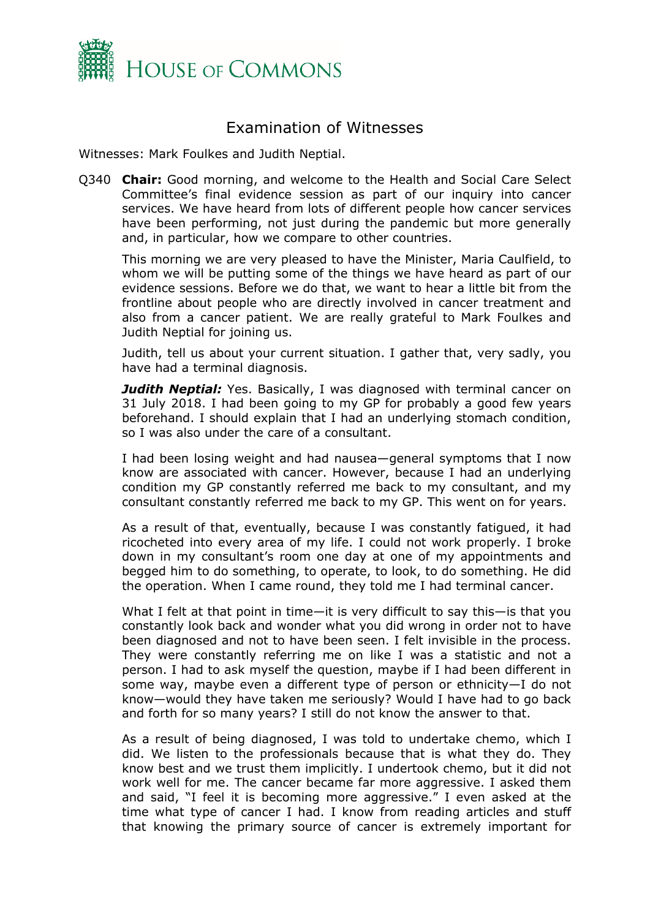# Examination of Witnesses

Witnesses: Mark Foulkes and Judith Neptial.

Q340 **Chair:** Good morning, and welcome to the Health and Social Care Select Committee's final evidence session as part of our inquiry into cancer services. We have heard from lots of different people how cancer services have been performing, not just during the pandemic but more generally and, in particular, how we compare to other countries.

This morning we are very pleased to have the Minister, Maria Caulfield, to whom we will be putting some of the things we have heard as part of our evidence sessions. Before we do that, we want to hear a little bit from the frontline about people who are directly involved in cancer treatment and also from a cancer patient. We are really grateful to Mark Foulkes and Judith Neptial for joining us.

Judith, tell us about your current situation. I gather that, very sadly, you have had a terminal diagnosis.

***Judith Neptial:*** Yes. Basically, I was diagnosed with terminal cancer on 31 July 2018. I had been going to my GP for probably a good few years beforehand. I should explain that I had an underlying stomach condition, so I was also under the care of a consultant.

I had been losing weight and had nausea—general symptoms that I now know are associated with cancer. However, because I had an underlying condition my GP constantly referred me back to my consultant, and my consultant constantly referred me back to my GP. This went on for years.

As a result of that, eventually, because I was constantly fatigued, it had ricocheted into every area of my life. I could not work properly. I broke down in my consultant's room one day at one of my appointments and begged him to do something, to operate, to look, to do something. He did the operation. When I came round, they told me I had terminal cancer.

What I felt at that point in time—it is very difficult to say this—is that you constantly look back and wonder what you did wrong in order not to have been diagnosed and not to have been seen. I felt invisible in the process. They were constantly referring me on like I was a statistic and not a person. I had to ask myself the question, maybe if I had been different in some way, maybe even a different type of person or ethnicity—I do not know—would they have taken me seriously? Would I have had to go back and forth for so many years? I still do not know the answer to that.

As a result of being diagnosed, I was told to undertake chemo, which I did. We listen to the professionals because that is what they do. They know best and we trust them implicitly. I undertook chemo, but it did not work well for me. The cancer became far more aggressive. I asked them and said, "I feel it is becoming more aggressive." I even asked at the time what type of cancer I had. I know from reading articles and stuff that knowing the primary source of cancer is extremely important for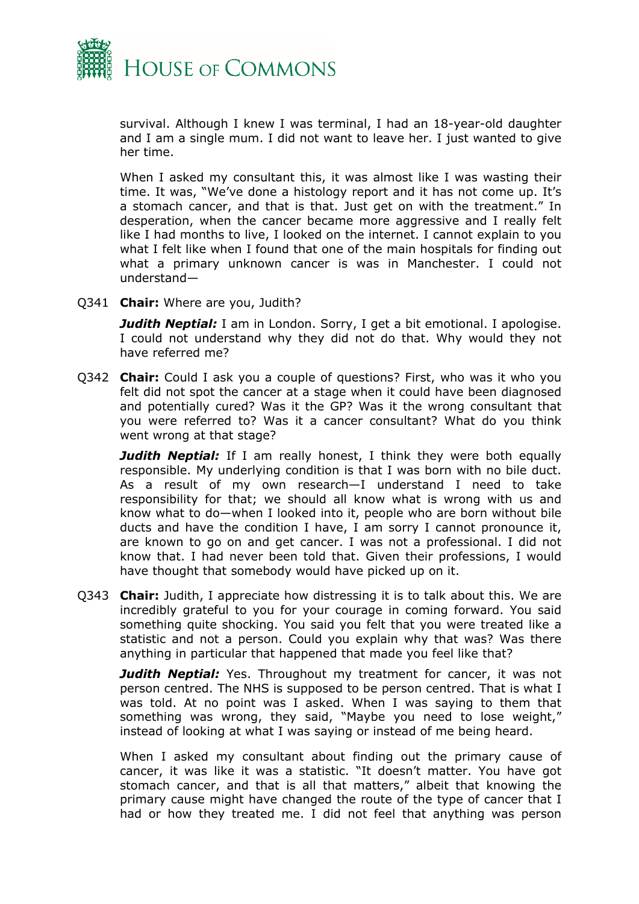survival. Although I knew I was terminal, I had an 18-year-old daughter and I am a single mum. I did not want to leave her. I just wanted to give her time.

When I asked my consultant this, it was almost like I was wasting their time. It was, "We've done a histology report and it has not come up. It's a stomach cancer, and that is that. Just get on with the treatment." In desperation, when the cancer became more aggressive and I really felt like I had months to live, I looked on the internet. I cannot explain to you what I felt like when I found that one of the main hospitals for finding out what a primary unknown cancer is was in Manchester. I could not understand—

Q341 **Chair:** Where are you, Judith?

***Judith Neptial:*** I am in London. Sorry, I get a bit emotional. I apologise. I could not understand why they did not do that. Why would they not have referred me?

Q342 **Chair:** Could I ask you a couple of questions? First, who was it who you felt did not spot the cancer at a stage when it could have been diagnosed and potentially cured? Was it the GP? Was it the wrong consultant that you were referred to? Was it a cancer consultant? What do you think went wrong at that stage?

***Judith Neptial:*** If I am really honest, I think they were both equally responsible. My underlying condition is that I was born with no bile duct. As a result of my own research—I understand I need to take responsibility for that; we should all know what is wrong with us and know what to do—when I looked into it, people who are born without bile ducts and have the condition I have, I am sorry I cannot pronounce it, are known to go on and get cancer. I was not a professional. I did not know that. I had never been told that. Given their professions, I would have thought that somebody would have picked up on it.

Q343 **Chair:** Judith, I appreciate how distressing it is to talk about this. We are incredibly grateful to you for your courage in coming forward. You said something quite shocking. You said you felt that you were treated like a statistic and not a person. Could you explain why that was? Was there anything in particular that happened that made you feel like that?

***Judith Neptial:*** Yes. Throughout my treatment for cancer, it was not person centred. The NHS is supposed to be person centred. That is what I was told. At no point was I asked. When I was saying to them that something was wrong, they said, "Maybe you need to lose weight," instead of looking at what I was saying or instead of me being heard.

When I asked my consultant about finding out the primary cause of cancer, it was like it was a statistic. "It doesn't matter. You have got stomach cancer, and that is all that matters," albeit that knowing the primary cause might have changed the route of the type of cancer that I had or how they treated me. I did not feel that anything was person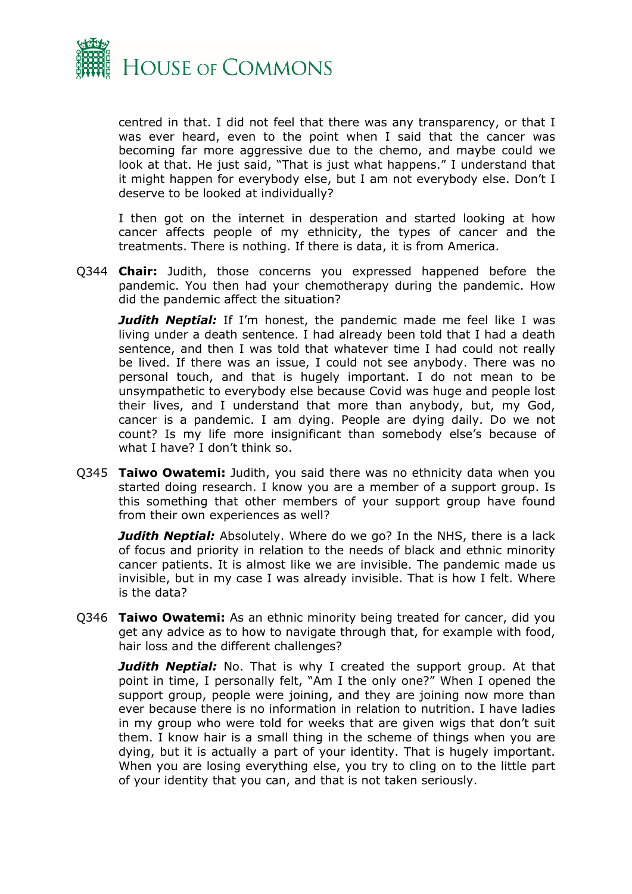centred in that. I did not feel that there was any transparency, or that I was ever heard, even to the point when I said that the cancer was becoming far more aggressive due to the chemo, and maybe could we look at that. He just said, "That is just what happens." I understand that it might happen for everybody else, but I am not everybody else. Don't I deserve to be looked at individually?

I then got on the internet in desperation and started looking at how cancer affects people of my ethnicity, the types of cancer and the treatments. There is nothing. If there is data, it is from America.

Q344 **Chair:** Judith, those concerns you expressed happened before the pandemic. You then had your chemotherapy during the pandemic. How did the pandemic affect the situation?

***Judith Neptial:*** If I'm honest, the pandemic made me feel like I was living under a death sentence. I had already been told that I had a death sentence, and then I was told that whatever time I had could not really be lived. If there was an issue, I could not see anybody. There was no personal touch, and that is hugely important. I do not mean to be unsympathetic to everybody else because Covid was huge and people lost their lives, and I understand that more than anybody, but, my God, cancer is a pandemic. I am dying. People are dying daily. Do we not count? Is my life more insignificant than somebody else's because of what I have? I don't think so.

Q345 **Taiwo Owatemi:** Judith, you said there was no ethnicity data when you started doing research. I know you are a member of a support group. Is this something that other members of your support group have found from their own experiences as well?

***Judith Neptial:*** Absolutely. Where do we go? In the NHS, there is a lack of focus and priority in relation to the needs of black and ethnic minority cancer patients. It is almost like we are invisible. The pandemic made us invisible, but in my case I was already invisible. That is how I felt. Where is the data?

Q346 **Taiwo Owatemi:** As an ethnic minority being treated for cancer, did you get any advice as to how to navigate through that, for example with food, hair loss and the different challenges?

***Judith Neptial:*** No. That is why I created the support group. At that point in time, I personally felt, "Am I the only one?" When I opened the support group, people were joining, and they are joining now more than ever because there is no information in relation to nutrition. I have ladies in my group who were told for weeks that are given wigs that don't suit them. I know hair is a small thing in the scheme of things when you are dying, but it is actually a part of your identity. That is hugely important. When you are losing everything else, you try to cling on to the little part of your identity that you can, and that is not taken seriously.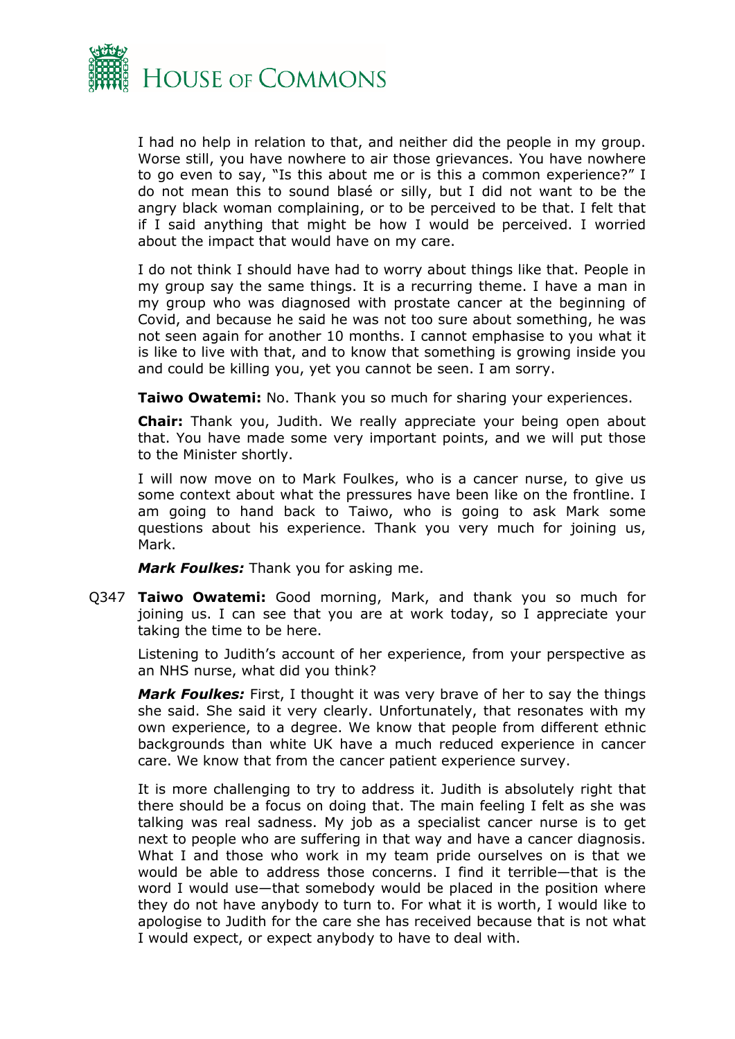I had no help in relation to that, and neither did the people in my group. Worse still, you have nowhere to air those grievances. You have nowhere to go even to say, "Is this about me or is this a common experience?" I do not mean this to sound blasé or silly, but I did not want to be the angry black woman complaining, or to be perceived to be that. I felt that if I said anything that might be how I would be perceived. I worried about the impact that would have on my care.

I do not think I should have had to worry about things like that. People in my group say the same things. It is a recurring theme. I have a man in my group who was diagnosed with prostate cancer at the beginning of Covid, and because he said he was not too sure about something, he was not seen again for another 10 months. I cannot emphasise to you what it is like to live with that, and to know that something is growing inside you and could be killing you, yet you cannot be seen. I am sorry.

**Taiwo Owatemi:** No. Thank you so much for sharing your experiences.

**Chair:** Thank you, Judith. We really appreciate your being open about that. You have made some very important points, and we will put those to the Minister shortly.

I will now move on to Mark Foulkes, who is a cancer nurse, to give us some context about what the pressures have been like on the frontline. I am going to hand back to Taiwo, who is going to ask Mark some questions about his experience. Thank you very much for joining us, Mark.

***Mark Foulkes:*** Thank you for asking me.

Q347 **Taiwo Owatemi:** Good morning, Mark, and thank you so much for joining us. I can see that you are at work today, so I appreciate your taking the time to be here.

Listening to Judith's account of her experience, from your perspective as an NHS nurse, what did you think?

***Mark Foulkes:*** First, I thought it was very brave of her to say the things she said. She said it very clearly. Unfortunately, that resonates with my own experience, to a degree. We know that people from different ethnic backgrounds than white UK have a much reduced experience in cancer care. We know that from the cancer patient experience survey.

It is more challenging to try to address it. Judith is absolutely right that there should be a focus on doing that. The main feeling I felt as she was talking was real sadness. My job as a specialist cancer nurse is to get next to people who are suffering in that way and have a cancer diagnosis. What I and those who work in my team pride ourselves on is that we would be able to address those concerns. I find it terrible—that is the word I would use—that somebody would be placed in the position where they do not have anybody to turn to. For what it is worth, I would like to apologise to Judith for the care she has received because that is not what I would expect, or expect anybody to have to deal with.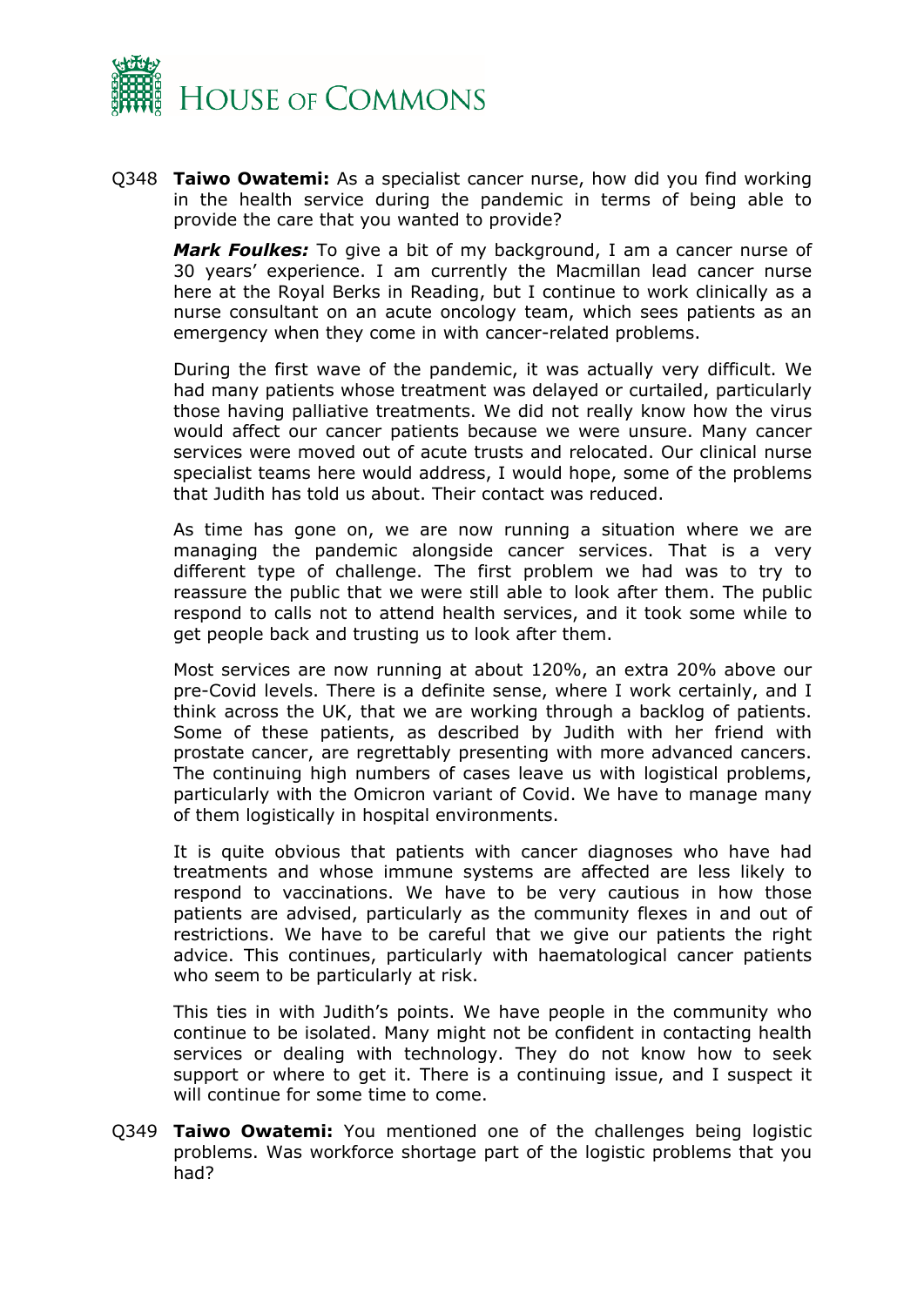Q348 **Taiwo Owatemi:** As a specialist cancer nurse, how did you find working in the health service during the pandemic in terms of being able to provide the care that you wanted to provide?

***Mark Foulkes:*** To give a bit of my background, I am a cancer nurse of 30 years' experience. I am currently the Macmillan lead cancer nurse here at the Royal Berks in Reading, but I continue to work clinically as a nurse consultant on an acute oncology team, which sees patients as an emergency when they come in with cancer-related problems.

During the first wave of the pandemic, it was actually very difficult. We had many patients whose treatment was delayed or curtailed, particularly those having palliative treatments. We did not really know how the virus would affect our cancer patients because we were unsure. Many cancer services were moved out of acute trusts and relocated. Our clinical nurse specialist teams here would address, I would hope, some of the problems that Judith has told us about. Their contact was reduced.

As time has gone on, we are now running a situation where we are managing the pandemic alongside cancer services. That is a very different type of challenge. The first problem we had was to try to reassure the public that we were still able to look after them. The public respond to calls not to attend health services, and it took some while to get people back and trusting us to look after them.

Most services are now running at about 120%, an extra 20% above our pre-Covid levels. There is a definite sense, where I work certainly, and I think across the UK, that we are working through a backlog of patients. Some of these patients, as described by Judith with her friend with prostate cancer, are regrettably presenting with more advanced cancers. The continuing high numbers of cases leave us with logistical problems, particularly with the Omicron variant of Covid. We have to manage many of them logistically in hospital environments.

It is quite obvious that patients with cancer diagnoses who have had treatments and whose immune systems are affected are less likely to respond to vaccinations. We have to be very cautious in how those patients are advised, particularly as the community flexes in and out of restrictions. We have to be careful that we give our patients the right advice. This continues, particularly with haematological cancer patients who seem to be particularly at risk.

This ties in with Judith's points. We have people in the community who continue to be isolated. Many might not be confident in contacting health services or dealing with technology. They do not know how to seek support or where to get it. There is a continuing issue, and I suspect it will continue for some time to come.

Q349 **Taiwo Owatemi:** You mentioned one of the challenges being logistic problems. Was workforce shortage part of the logistic problems that you had?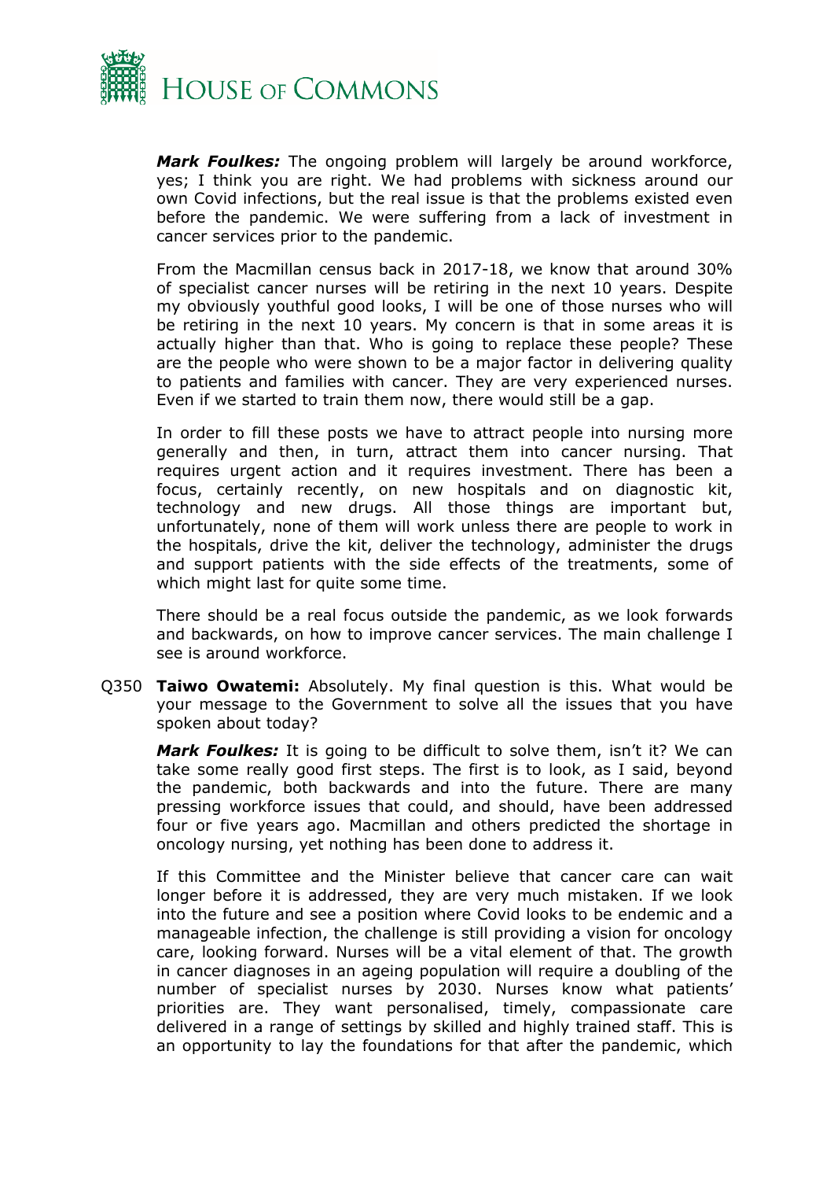***Mark Foulkes:*** The ongoing problem will largely be around workforce, yes; I think you are right. We had problems with sickness around our own Covid infections, but the real issue is that the problems existed even before the pandemic. We were suffering from a lack of investment in cancer services prior to the pandemic.

From the Macmillan census back in 2017-18, we know that around 30% of specialist cancer nurses will be retiring in the next 10 years. Despite my obviously youthful good looks, I will be one of those nurses who will be retiring in the next 10 years. My concern is that in some areas it is actually higher than that. Who is going to replace these people? These are the people who were shown to be a major factor in delivering quality to patients and families with cancer. They are very experienced nurses. Even if we started to train them now, there would still be a gap.

In order to fill these posts we have to attract people into nursing more generally and then, in turn, attract them into cancer nursing. That requires urgent action and it requires investment. There has been a focus, certainly recently, on new hospitals and on diagnostic kit, technology and new drugs. All those things are important but, unfortunately, none of them will work unless there are people to work in the hospitals, drive the kit, deliver the technology, administer the drugs and support patients with the side effects of the treatments, some of which might last for quite some time.

There should be a real focus outside the pandemic, as we look forwards and backwards, on how to improve cancer services. The main challenge I see is around workforce.

Q350 **Taiwo Owatemi:** Absolutely. My final question is this. What would be your message to the Government to solve all the issues that you have spoken about today?

***Mark Foulkes:*** It is going to be difficult to solve them, isn't it? We can take some really good first steps. The first is to look, as I said, beyond the pandemic, both backwards and into the future. There are many pressing workforce issues that could, and should, have been addressed four or five years ago. Macmillan and others predicted the shortage in oncology nursing, yet nothing has been done to address it.

If this Committee and the Minister believe that cancer care can wait longer before it is addressed, they are very much mistaken. If we look into the future and see a position where Covid looks to be endemic and a manageable infection, the challenge is still providing a vision for oncology care, looking forward. Nurses will be a vital element of that. The growth in cancer diagnoses in an ageing population will require a doubling of the number of specialist nurses by 2030. Nurses know what patients' priorities are. They want personalised, timely, compassionate care delivered in a range of settings by skilled and highly trained staff. This is an opportunity to lay the foundations for that after the pandemic, which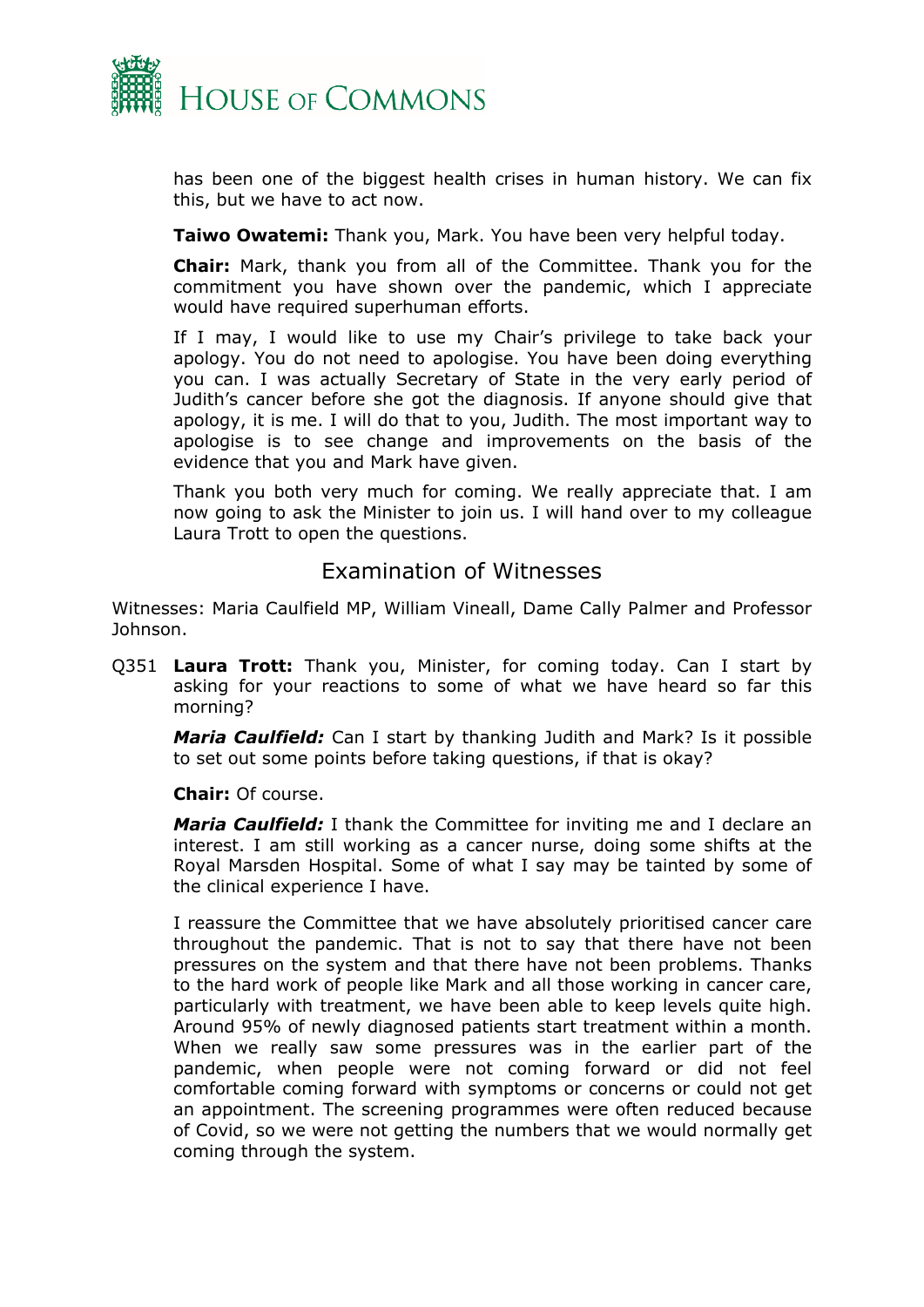has been one of the biggest health crises in human history. We can fix this, but we have to act now.

**Taiwo Owatemi:** Thank you, Mark. You have been very helpful today.

**Chair:** Mark, thank you from all of the Committee. Thank you for the commitment you have shown over the pandemic, which I appreciate would have required superhuman efforts.

If I may, I would like to use my Chair's privilege to take back your apology. You do not need to apologise. You have been doing everything you can. I was actually Secretary of State in the very early period of Judith's cancer before she got the diagnosis. If anyone should give that apology, it is me. I will do that to you, Judith. The most important way to apologise is to see change and improvements on the basis of the evidence that you and Mark have given.

Thank you both very much for coming. We really appreciate that. I am now going to ask the Minister to join us. I will hand over to my colleague Laura Trott to open the questions.

## Examination of Witnesses

Witnesses: Maria Caulfield MP, William Vineall, Dame Cally Palmer and Professor Johnson.

Q351 **Laura Trott:** Thank you, Minister, for coming today. Can I start by asking for your reactions to some of what we have heard so far this morning?

***Maria Caulfield:*** Can I start by thanking Judith and Mark? Is it possible to set out some points before taking questions, if that is okay?

**Chair:** Of course.

***Maria Caulfield:*** I thank the Committee for inviting me and I declare an interest. I am still working as a cancer nurse, doing some shifts at the Royal Marsden Hospital. Some of what I say may be tainted by some of the clinical experience I have.

I reassure the Committee that we have absolutely prioritised cancer care throughout the pandemic. That is not to say that there have not been pressures on the system and that there have not been problems. Thanks to the hard work of people like Mark and all those working in cancer care, particularly with treatment, we have been able to keep levels quite high. Around 95% of newly diagnosed patients start treatment within a month. When we really saw some pressures was in the earlier part of the pandemic, when people were not coming forward or did not feel comfortable coming forward with symptoms or concerns or could not get an appointment. The screening programmes were often reduced because of Covid, so we were not getting the numbers that we would normally get coming through the system.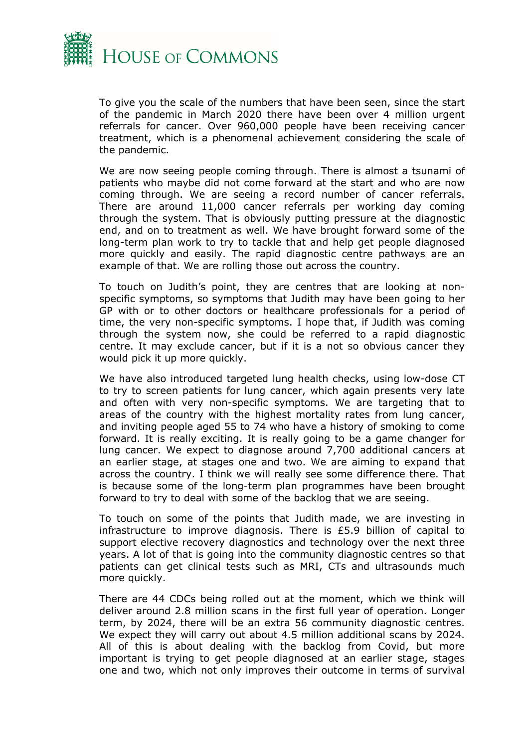To give you the scale of the numbers that have been seen, since the start of the pandemic in March 2020 there have been over 4 million urgent referrals for cancer. Over 960,000 people have been receiving cancer treatment, which is a phenomenal achievement considering the scale of the pandemic.

We are now seeing people coming through. There is almost a tsunami of patients who maybe did not come forward at the start and who are now coming through. We are seeing a record number of cancer referrals. There are around 11,000 cancer referrals per working day coming through the system. That is obviously putting pressure at the diagnostic end, and on to treatment as well. We have brought forward some of the long-term plan work to try to tackle that and help get people diagnosed more quickly and easily. The rapid diagnostic centre pathways are an example of that. We are rolling those out across the country.

To touch on Judith's point, they are centres that are looking at non-specific symptoms, so symptoms that Judith may have been going to her GP with or to other doctors or healthcare professionals for a period of time, the very non-specific symptoms. I hope that, if Judith was coming through the system now, she could be referred to a rapid diagnostic centre. It may exclude cancer, but if it is a not so obvious cancer they would pick it up more quickly.

We have also introduced targeted lung health checks, using low-dose CT to try to screen patients for lung cancer, which again presents very late and often with very non-specific symptoms. We are targeting that to areas of the country with the highest mortality rates from lung cancer, and inviting people aged 55 to 74 who have a history of smoking to come forward. It is really exciting. It is really going to be a game changer for lung cancer. We expect to diagnose around 7,700 additional cancers at an earlier stage, at stages one and two. We are aiming to expand that across the country. I think we will really see some difference there. That is because some of the long-term plan programmes have been brought forward to try to deal with some of the backlog that we are seeing.

To touch on some of the points that Judith made, we are investing in infrastructure to improve diagnosis. There is £5.9 billion of capital to support elective recovery diagnostics and technology over the next three years. A lot of that is going into the community diagnostic centres so that patients can get clinical tests such as MRI, CTs and ultrasounds much more quickly.

There are 44 CDCs being rolled out at the moment, which we think will deliver around 2.8 million scans in the first full year of operation. Longer term, by 2024, there will be an extra 56 community diagnostic centres. We expect they will carry out about 4.5 million additional scans by 2024. All of this is about dealing with the backlog from Covid, but more important is trying to get people diagnosed at an earlier stage, stages one and two, which not only improves their outcome in terms of survival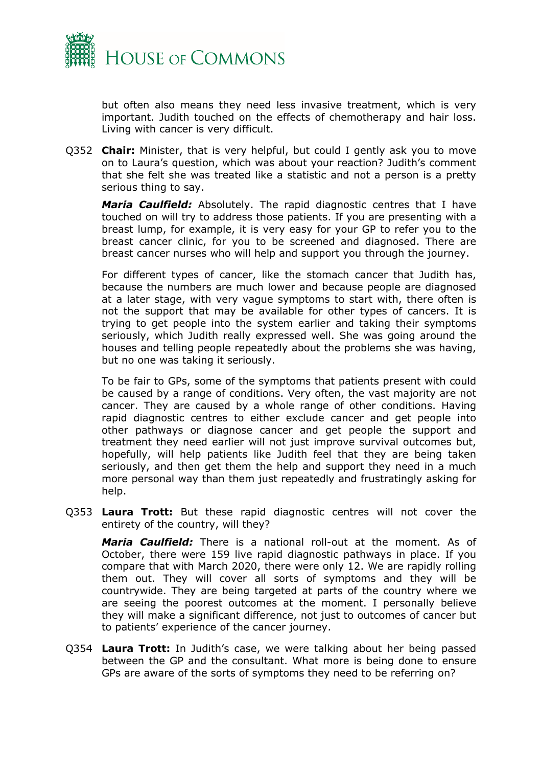but often also means they need less invasive treatment, which is very important. Judith touched on the effects of chemotherapy and hair loss. Living with cancer is very difficult.

Q352 **Chair:** Minister, that is very helpful, but could I gently ask you to move on to Laura's question, which was about your reaction? Judith's comment that she felt she was treated like a statistic and not a person is a pretty serious thing to say.

***Maria Caulfield:*** Absolutely. The rapid diagnostic centres that I have touched on will try to address those patients. If you are presenting with a breast lump, for example, it is very easy for your GP to refer you to the breast cancer clinic, for you to be screened and diagnosed. There are breast cancer nurses who will help and support you through the journey.

For different types of cancer, like the stomach cancer that Judith has, because the numbers are much lower and because people are diagnosed at a later stage, with very vague symptoms to start with, there often is not the support that may be available for other types of cancers. It is trying to get people into the system earlier and taking their symptoms seriously, which Judith really expressed well. She was going around the houses and telling people repeatedly about the problems she was having, but no one was taking it seriously.

To be fair to GPs, some of the symptoms that patients present with could be caused by a range of conditions. Very often, the vast majority are not cancer. They are caused by a whole range of other conditions. Having rapid diagnostic centres to either exclude cancer and get people into other pathways or diagnose cancer and get people the support and treatment they need earlier will not just improve survival outcomes but, hopefully, will help patients like Judith feel that they are being taken seriously, and then get them the help and support they need in a much more personal way than them just repeatedly and frustratingly asking for help.

Q353 **Laura Trott:** But these rapid diagnostic centres will not cover the entirety of the country, will they?

***Maria Caulfield:*** There is a national roll-out at the moment. As of October, there were 159 live rapid diagnostic pathways in place. If you compare that with March 2020, there were only 12. We are rapidly rolling them out. They will cover all sorts of symptoms and they will be countrywide. They are being targeted at parts of the country where we are seeing the poorest outcomes at the moment. I personally believe they will make a significant difference, not just to outcomes of cancer but to patients' experience of the cancer journey.

Q354 **Laura Trott:** In Judith's case, we were talking about her being passed between the GP and the consultant. What more is being done to ensure GPs are aware of the sorts of symptoms they need to be referring on?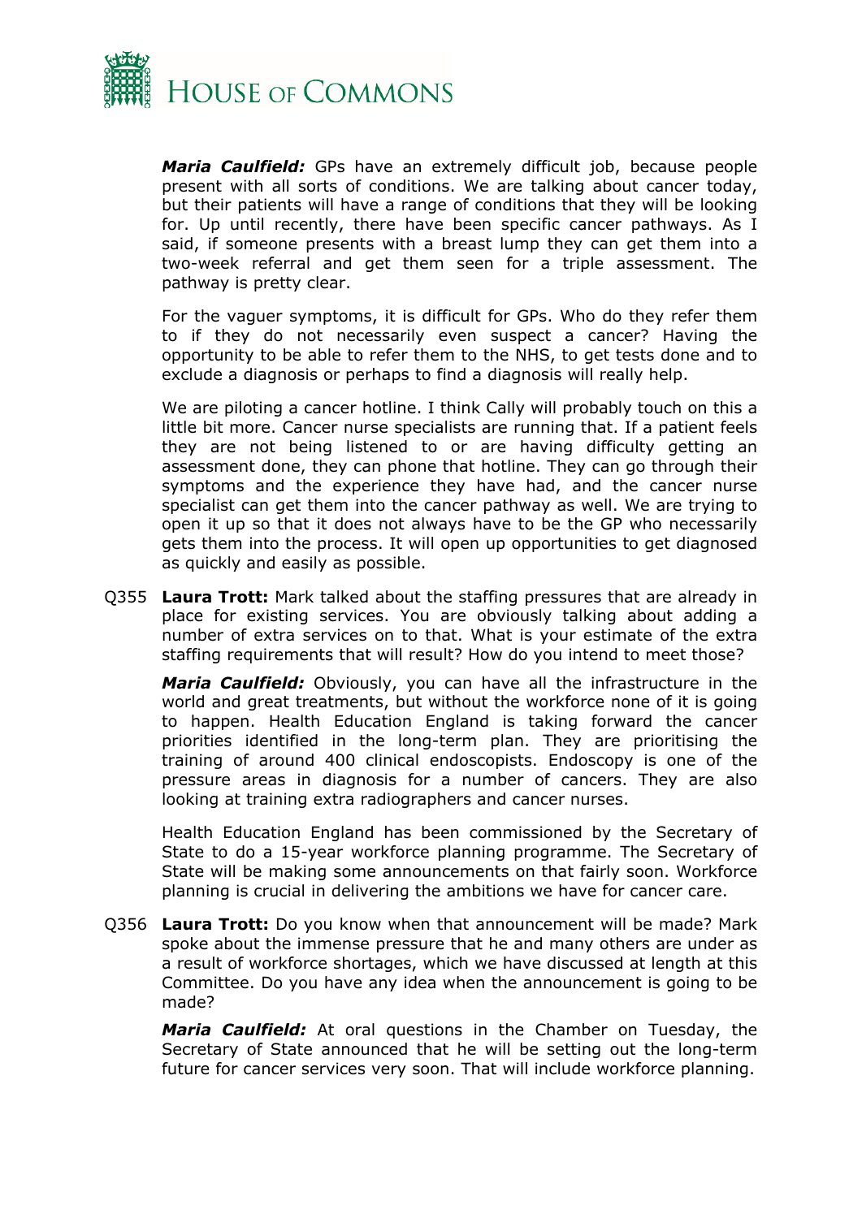***Maria Caulfield:*** GPs have an extremely difficult job, because people present with all sorts of conditions. We are talking about cancer today, but their patients will have a range of conditions that they will be looking for. Up until recently, there have been specific cancer pathways. As I said, if someone presents with a breast lump they can get them into a two-week referral and get them seen for a triple assessment. The pathway is pretty clear.

For the vaguer symptoms, it is difficult for GPs. Who do they refer them to if they do not necessarily even suspect a cancer? Having the opportunity to be able to refer them to the NHS, to get tests done and to exclude a diagnosis or perhaps to find a diagnosis will really help.

We are piloting a cancer hotline. I think Cally will probably touch on this a little bit more. Cancer nurse specialists are running that. If a patient feels they are not being listened to or are having difficulty getting an assessment done, they can phone that hotline. They can go through their symptoms and the experience they have had, and the cancer nurse specialist can get them into the cancer pathway as well. We are trying to open it up so that it does not always have to be the GP who necessarily gets them into the process. It will open up opportunities to get diagnosed as quickly and easily as possible.

Q355 **Laura Trott:** Mark talked about the staffing pressures that are already in place for existing services. You are obviously talking about adding a number of extra services on to that. What is your estimate of the extra staffing requirements that will result? How do you intend to meet those?

***Maria Caulfield:*** Obviously, you can have all the infrastructure in the world and great treatments, but without the workforce none of it is going to happen. Health Education England is taking forward the cancer priorities identified in the long-term plan. They are prioritising the training of around 400 clinical endoscopists. Endoscopy is one of the pressure areas in diagnosis for a number of cancers. They are also looking at training extra radiographers and cancer nurses.

Health Education England has been commissioned by the Secretary of State to do a 15-year workforce planning programme. The Secretary of State will be making some announcements on that fairly soon. Workforce planning is crucial in delivering the ambitions we have for cancer care.

Q356 **Laura Trott:** Do you know when that announcement will be made? Mark spoke about the immense pressure that he and many others are under as a result of workforce shortages, which we have discussed at length at this Committee. Do you have any idea when the announcement is going to be made?

***Maria Caulfield:*** At oral questions in the Chamber on Tuesday, the Secretary of State announced that he will be setting out the long-term future for cancer services very soon. That will include workforce planning.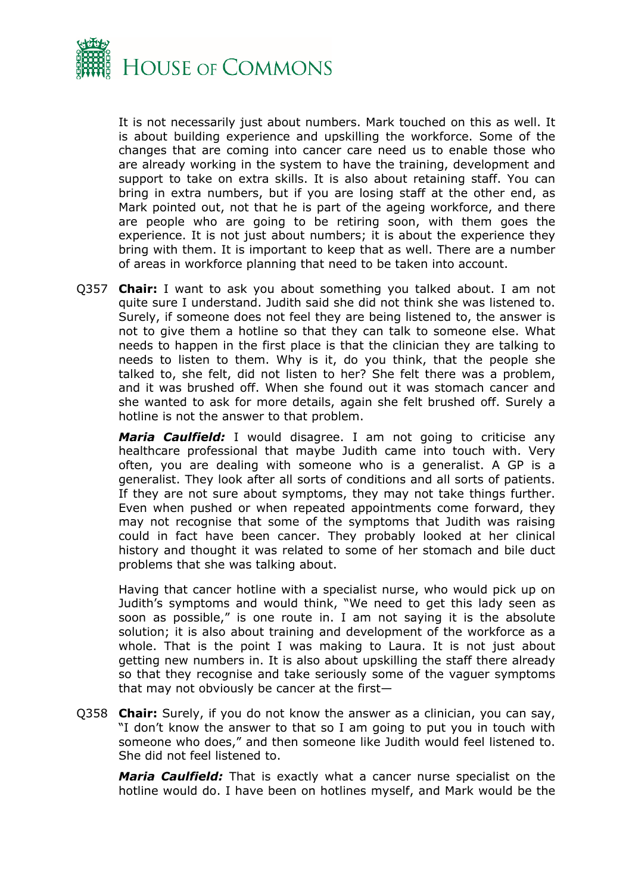It is not necessarily just about numbers. Mark touched on this as well. It is about building experience and upskilling the workforce. Some of the changes that are coming into cancer care need us to enable those who are already working in the system to have the training, development and support to take on extra skills. It is also about retaining staff. You can bring in extra numbers, but if you are losing staff at the other end, as Mark pointed out, not that he is part of the ageing workforce, and there are people who are going to be retiring soon, with them goes the experience. It is not just about numbers; it is about the experience they bring with them. It is important to keep that as well. There are a number of areas in workforce planning that need to be taken into account.

Q357 **Chair:** I want to ask you about something you talked about. I am not quite sure I understand. Judith said she did not think she was listened to. Surely, if someone does not feel they are being listened to, the answer is not to give them a hotline so that they can talk to someone else. What needs to happen in the first place is that the clinician they are talking to needs to listen to them. Why is it, do you think, that the people she talked to, she felt, did not listen to her? She felt there was a problem, and it was brushed off. When she found out it was stomach cancer and she wanted to ask for more details, again she felt brushed off. Surely a hotline is not the answer to that problem.

***Maria Caulfield:*** I would disagree. I am not going to criticise any healthcare professional that maybe Judith came into touch with. Very often, you are dealing with someone who is a generalist. A GP is a generalist. They look after all sorts of conditions and all sorts of patients. If they are not sure about symptoms, they may not take things further. Even when pushed or when repeated appointments come forward, they may not recognise that some of the symptoms that Judith was raising could in fact have been cancer. They probably looked at her clinical history and thought it was related to some of her stomach and bile duct problems that she was talking about.

Having that cancer hotline with a specialist nurse, who would pick up on Judith's symptoms and would think, "We need to get this lady seen as soon as possible," is one route in. I am not saying it is the absolute solution; it is also about training and development of the workforce as a whole. That is the point I was making to Laura. It is not just about getting new numbers in. It is also about upskilling the staff there already so that they recognise and take seriously some of the vaguer symptoms that may not obviously be cancer at the first—

Q358 **Chair:** Surely, if you do not know the answer as a clinician, you can say, "I don't know the answer to that so I am going to put you in touch with someone who does," and then someone like Judith would feel listened to. She did not feel listened to.

***Maria Caulfield:*** That is exactly what a cancer nurse specialist on the hotline would do. I have been on hotlines myself, and Mark would be the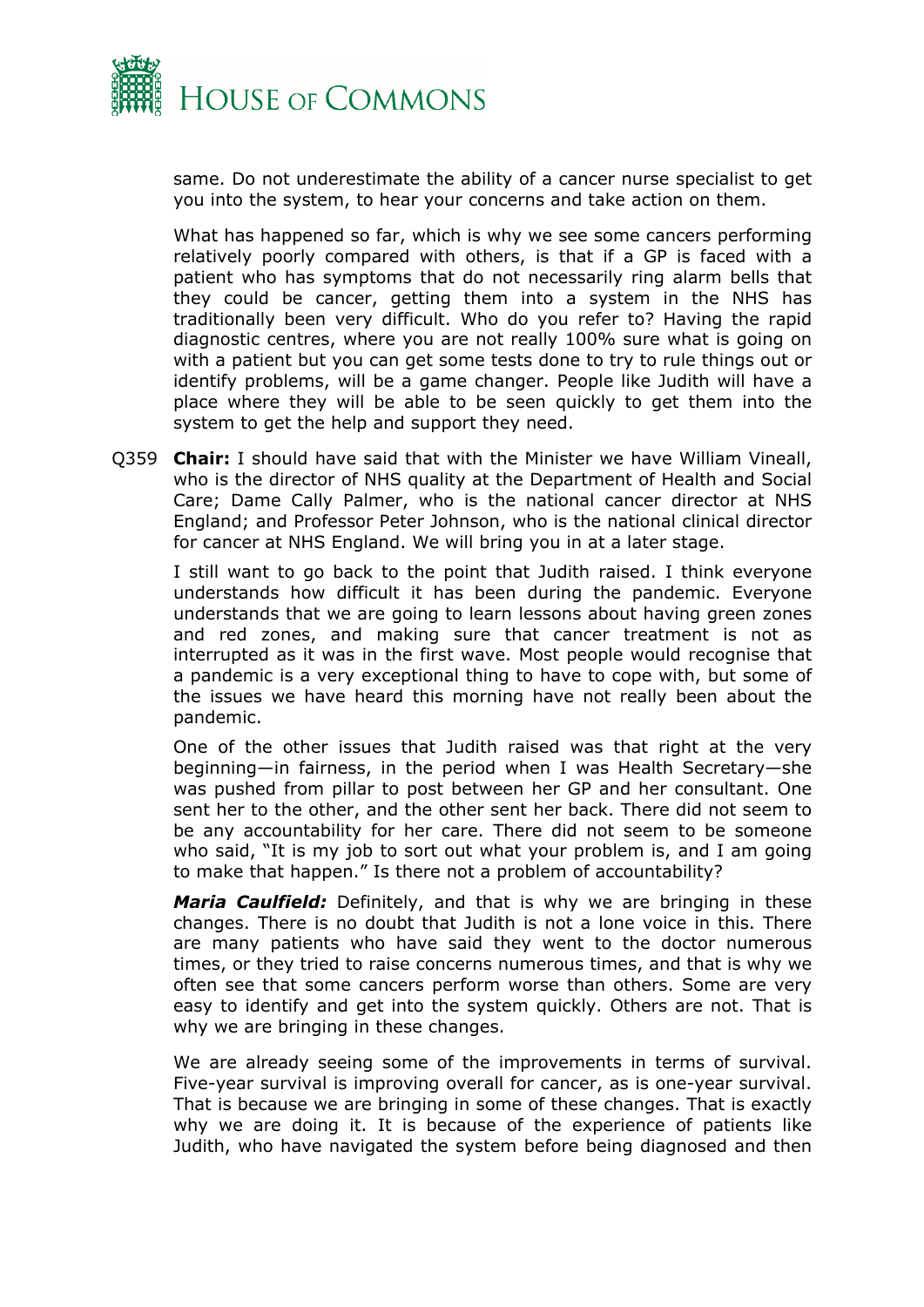same. Do not underestimate the ability of a cancer nurse specialist to get you into the system, to hear your concerns and take action on them.

What has happened so far, which is why we see some cancers performing relatively poorly compared with others, is that if a GP is faced with a patient who has symptoms that do not necessarily ring alarm bells that they could be cancer, getting them into a system in the NHS has traditionally been very difficult. Who do you refer to? Having the rapid diagnostic centres, where you are not really 100% sure what is going on with a patient but you can get some tests done to try to rule things out or identify problems, will be a game changer. People like Judith will have a place where they will be able to be seen quickly to get them into the system to get the help and support they need.

Q359 **Chair:** I should have said that with the Minister we have William Vineall, who is the director of NHS quality at the Department of Health and Social Care; Dame Cally Palmer, who is the national cancer director at NHS England; and Professor Peter Johnson, who is the national clinical director for cancer at NHS England. We will bring you in at a later stage.

I still want to go back to the point that Judith raised. I think everyone understands how difficult it has been during the pandemic. Everyone understands that we are going to learn lessons about having green zones and red zones, and making sure that cancer treatment is not as interrupted as it was in the first wave. Most people would recognise that a pandemic is a very exceptional thing to have to cope with, but some of the issues we have heard this morning have not really been about the pandemic.

One of the other issues that Judith raised was that right at the very beginning—in fairness, in the period when I was Health Secretary—she was pushed from pillar to post between her GP and her consultant. One sent her to the other, and the other sent her back. There did not seem to be any accountability for her care. There did not seem to be someone who said, "It is my job to sort out what your problem is, and I am going to make that happen." Is there not a problem of accountability?

***Maria Caulfield:*** Definitely, and that is why we are bringing in these changes. There is no doubt that Judith is not a lone voice in this. There are many patients who have said they went to the doctor numerous times, or they tried to raise concerns numerous times, and that is why we often see that some cancers perform worse than others. Some are very easy to identify and get into the system quickly. Others are not. That is why we are bringing in these changes.

We are already seeing some of the improvements in terms of survival. Five-year survival is improving overall for cancer, as is one-year survival. That is because we are bringing in some of these changes. That is exactly why we are doing it. It is because of the experience of patients like Judith, who have navigated the system before being diagnosed and then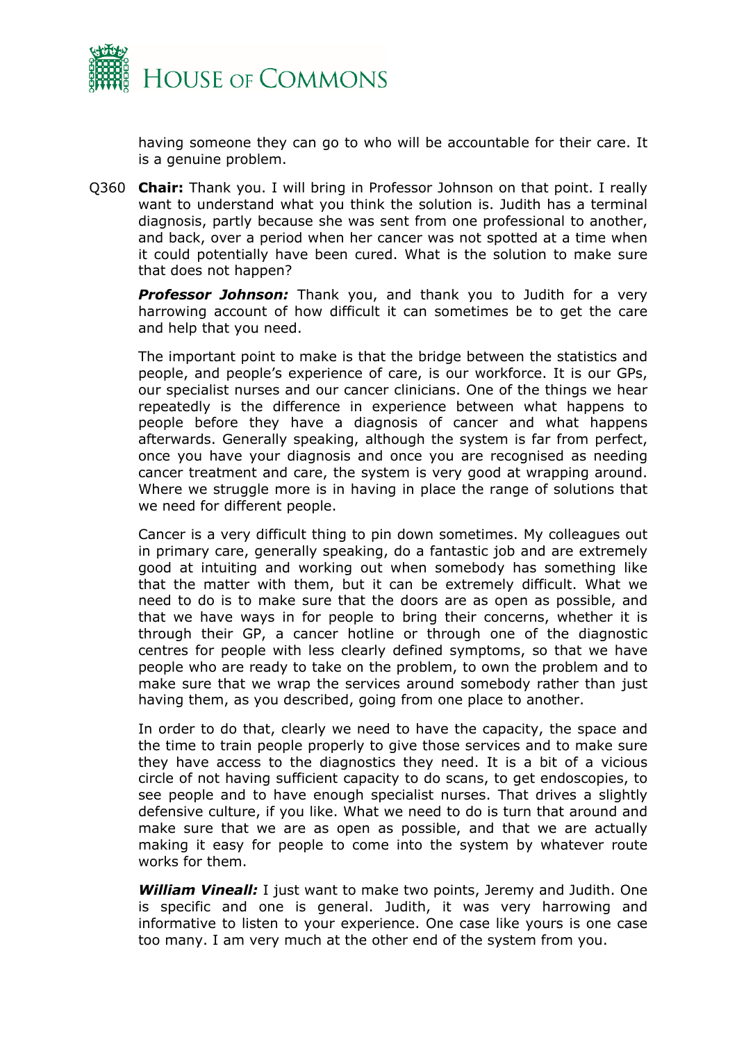having someone they can go to who will be accountable for their care. It is a genuine problem.

Q360 **Chair:** Thank you. I will bring in Professor Johnson on that point. I really want to understand what you think the solution is. Judith has a terminal diagnosis, partly because she was sent from one professional to another, and back, over a period when her cancer was not spotted at a time when it could potentially have been cured. What is the solution to make sure that does not happen?

***Professor Johnson:*** Thank you, and thank you to Judith for a very harrowing account of how difficult it can sometimes be to get the care and help that you need.

The important point to make is that the bridge between the statistics and people, and people's experience of care, is our workforce. It is our GPs, our specialist nurses and our cancer clinicians. One of the things we hear repeatedly is the difference in experience between what happens to people before they have a diagnosis of cancer and what happens afterwards. Generally speaking, although the system is far from perfect, once you have your diagnosis and once you are recognised as needing cancer treatment and care, the system is very good at wrapping around. Where we struggle more is in having in place the range of solutions that we need for different people.

Cancer is a very difficult thing to pin down sometimes. My colleagues out in primary care, generally speaking, do a fantastic job and are extremely good at intuiting and working out when somebody has something like that the matter with them, but it can be extremely difficult. What we need to do is to make sure that the doors are as open as possible, and that we have ways in for people to bring their concerns, whether it is through their GP, a cancer hotline or through one of the diagnostic centres for people with less clearly defined symptoms, so that we have people who are ready to take on the problem, to own the problem and to make sure that we wrap the services around somebody rather than just having them, as you described, going from one place to another.

In order to do that, clearly we need to have the capacity, the space and the time to train people properly to give those services and to make sure they have access to the diagnostics they need. It is a bit of a vicious circle of not having sufficient capacity to do scans, to get endoscopies, to see people and to have enough specialist nurses. That drives a slightly defensive culture, if you like. What we need to do is turn that around and make sure that we are as open as possible, and that we are actually making it easy for people to come into the system by whatever route works for them.

***William Vineall:*** I just want to make two points, Jeremy and Judith. One is specific and one is general. Judith, it was very harrowing and informative to listen to your experience. One case like yours is one case too many. I am very much at the other end of the system from you.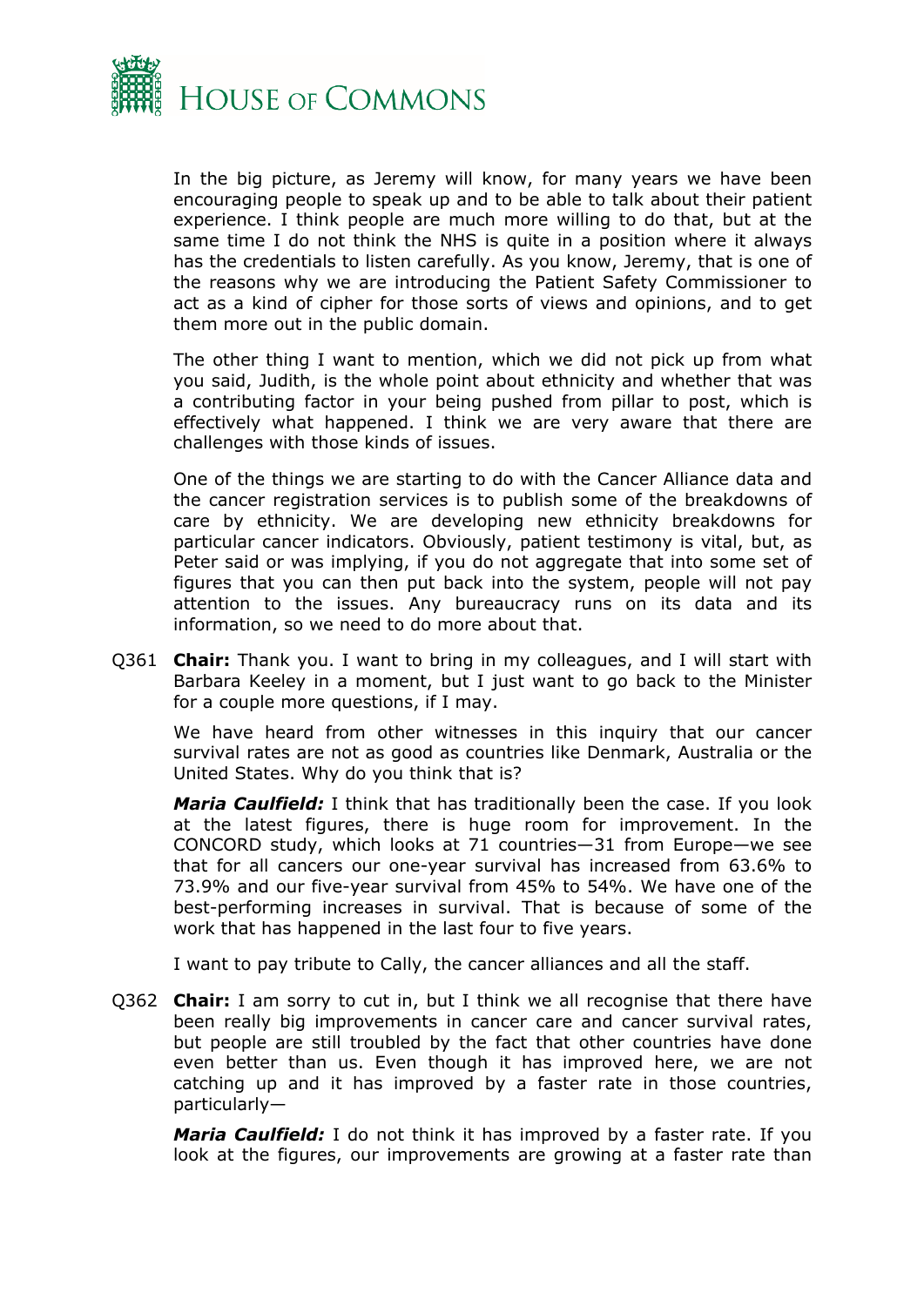In the big picture, as Jeremy will know, for many years we have been encouraging people to speak up and to be able to talk about their patient experience. I think people are much more willing to do that, but at the same time I do not think the NHS is quite in a position where it always has the credentials to listen carefully. As you know, Jeremy, that is one of the reasons why we are introducing the Patient Safety Commissioner to act as a kind of cipher for those sorts of views and opinions, and to get them more out in the public domain.

The other thing I want to mention, which we did not pick up from what you said, Judith, is the whole point about ethnicity and whether that was a contributing factor in your being pushed from pillar to post, which is effectively what happened. I think we are very aware that there are challenges with those kinds of issues.

One of the things we are starting to do with the Cancer Alliance data and the cancer registration services is to publish some of the breakdowns of care by ethnicity. We are developing new ethnicity breakdowns for particular cancer indicators. Obviously, patient testimony is vital, but, as Peter said or was implying, if you do not aggregate that into some set of figures that you can then put back into the system, people will not pay attention to the issues. Any bureaucracy runs on its data and its information, so we need to do more about that.

Q361 **Chair:** Thank you. I want to bring in my colleagues, and I will start with Barbara Keeley in a moment, but I just want to go back to the Minister for a couple more questions, if I may.

We have heard from other witnesses in this inquiry that our cancer survival rates are not as good as countries like Denmark, Australia or the United States. Why do you think that is?

***Maria Caulfield:*** I think that has traditionally been the case. If you look at the latest figures, there is huge room for improvement. In the CONCORD study, which looks at 71 countries—31 from Europe—we see that for all cancers our one-year survival has increased from 63.6% to 73.9% and our five-year survival from 45% to 54%. We have one of the best-performing increases in survival. That is because of some of the work that has happened in the last four to five years.

I want to pay tribute to Cally, the cancer alliances and all the staff.

Q362 **Chair:** I am sorry to cut in, but I think we all recognise that there have been really big improvements in cancer care and cancer survival rates, but people are still troubled by the fact that other countries have done even better than us. Even though it has improved here, we are not catching up and it has improved by a faster rate in those countries, particularly—

***Maria Caulfield:*** I do not think it has improved by a faster rate. If you look at the figures, our improvements are growing at a faster rate than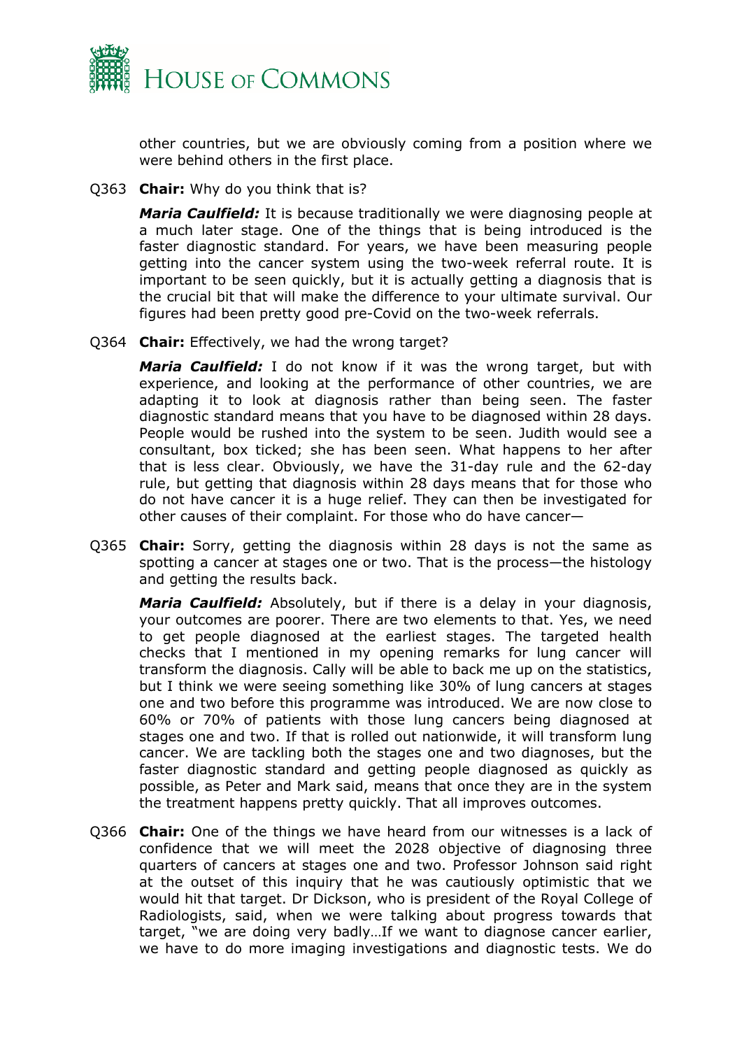other countries, but we are obviously coming from a position where we were behind others in the first place.

Q363 **Chair:** Why do you think that is?

***Maria Caulfield:*** It is because traditionally we were diagnosing people at a much later stage. One of the things that is being introduced is the faster diagnostic standard. For years, we have been measuring people getting into the cancer system using the two-week referral route. It is important to be seen quickly, but it is actually getting a diagnosis that is the crucial bit that will make the difference to your ultimate survival. Our figures had been pretty good pre-Covid on the two-week referrals.

Q364 **Chair:** Effectively, we had the wrong target?

***Maria Caulfield:*** I do not know if it was the wrong target, but with experience, and looking at the performance of other countries, we are adapting it to look at diagnosis rather than being seen. The faster diagnostic standard means that you have to be diagnosed within 28 days. People would be rushed into the system to be seen. Judith would see a consultant, box ticked; she has been seen. What happens to her after that is less clear. Obviously, we have the 31-day rule and the 62-day rule, but getting that diagnosis within 28 days means that for those who do not have cancer it is a huge relief. They can then be investigated for other causes of their complaint. For those who do have cancer—

Q365 **Chair:** Sorry, getting the diagnosis within 28 days is not the same as spotting a cancer at stages one or two. That is the process—the histology and getting the results back.

***Maria Caulfield:*** Absolutely, but if there is a delay in your diagnosis, your outcomes are poorer. There are two elements to that. Yes, we need to get people diagnosed at the earliest stages. The targeted health checks that I mentioned in my opening remarks for lung cancer will transform the diagnosis. Cally will be able to back me up on the statistics, but I think we were seeing something like 30% of lung cancers at stages one and two before this programme was introduced. We are now close to 60% or 70% of patients with those lung cancers being diagnosed at stages one and two. If that is rolled out nationwide, it will transform lung cancer. We are tackling both the stages one and two diagnoses, but the faster diagnostic standard and getting people diagnosed as quickly as possible, as Peter and Mark said, means that once they are in the system the treatment happens pretty quickly. That all improves outcomes.

Q366 **Chair:** One of the things we have heard from our witnesses is a lack of confidence that we will meet the 2028 objective of diagnosing three quarters of cancers at stages one and two. Professor Johnson said right at the outset of this inquiry that he was cautiously optimistic that we would hit that target. Dr Dickson, who is president of the Royal College of Radiologists, said, when we were talking about progress towards that target, "we are doing very badly…If we want to diagnose cancer earlier, we have to do more imaging investigations and diagnostic tests. We do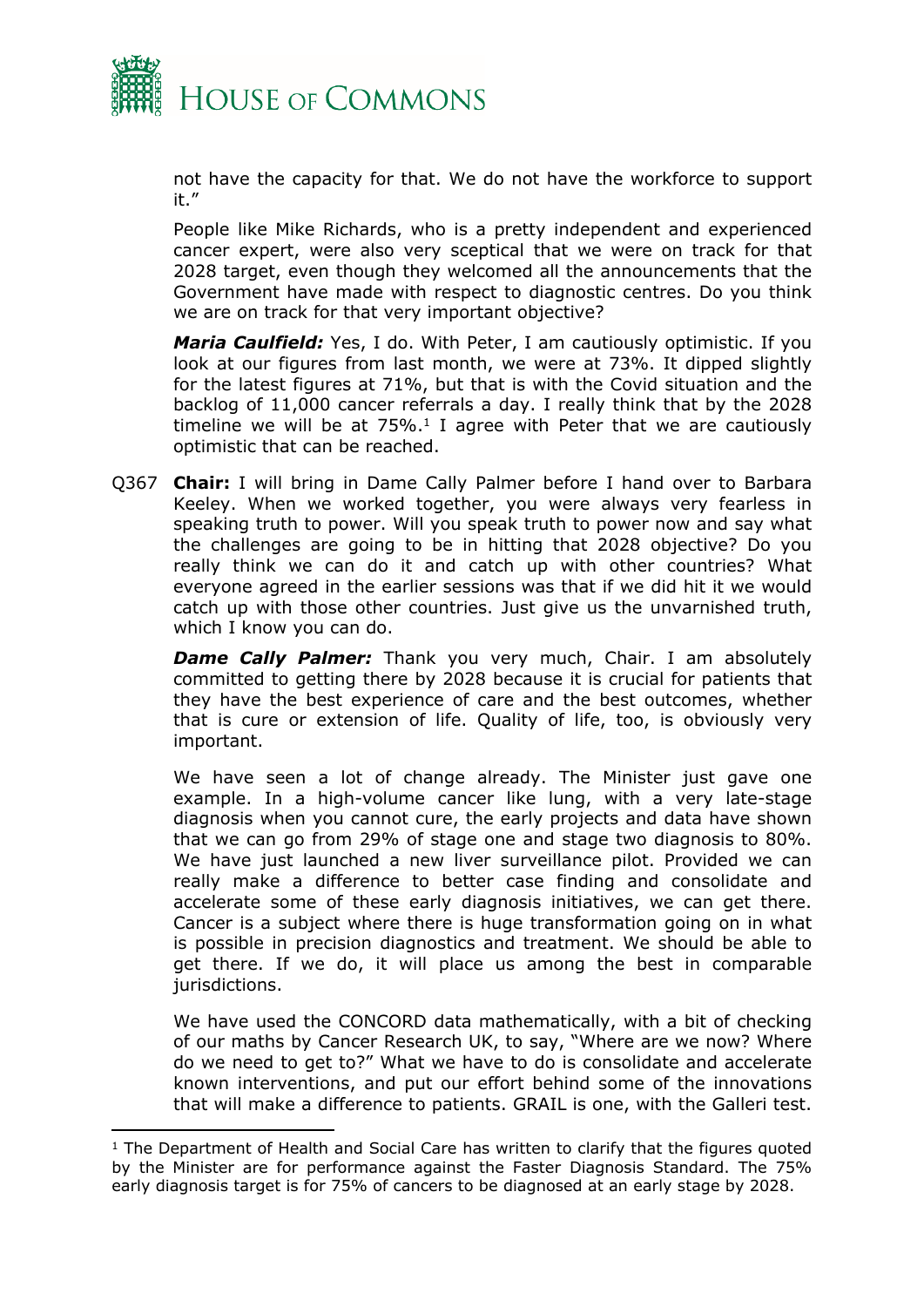not have the capacity for that. We do not have the workforce to support it."

People like Mike Richards, who is a pretty independent and experienced cancer expert, were also very sceptical that we were on track for that 2028 target, even though they welcomed all the announcements that the Government have made with respect to diagnostic centres. Do you think we are on track for that very important objective?

***Maria Caulfield:*** Yes, I do. With Peter, I am cautiously optimistic. If you look at our figures from last month, we were at 73%. It dipped slightly for the latest figures at 71%, but that is with the Covid situation and the backlog of 11,000 cancer referrals a day. I really think that by the 2028 timeline we will be at 75%.[1] I agree with Peter that we are cautiously optimistic that can be reached.

Q367 **Chair:** I will bring in Dame Cally Palmer before I hand over to Barbara Keeley. When we worked together, you were always very fearless in speaking truth to power. Will you speak truth to power now and say what the challenges are going to be in hitting that 2028 objective? Do you really think we can do it and catch up with other countries? What everyone agreed in the earlier sessions was that if we did hit it we would catch up with those other countries. Just give us the unvarnished truth, which I know you can do.

***Dame Cally Palmer:*** Thank you very much, Chair. I am absolutely committed to getting there by 2028 because it is crucial for patients that they have the best experience of care and the best outcomes, whether that is cure or extension of life. Quality of life, too, is obviously very important.

We have seen a lot of change already. The Minister just gave one example. In a high-volume cancer like lung, with a very late-stage diagnosis when you cannot cure, the early projects and data have shown that we can go from 29% of stage one and stage two diagnosis to 80%. We have just launched a new liver surveillance pilot. Provided we can really make a difference to better case finding and consolidate and accelerate some of these early diagnosis initiatives, we can get there. Cancer is a subject where there is huge transformation going on in what is possible in precision diagnostics and treatment. We should be able to get there. If we do, it will place us among the best in comparable jurisdictions.

We have used the CONCORD data mathematically, with a bit of checking of our maths by Cancer Research UK, to say, "Where are we now? Where do we need to get to?" What we have to do is consolidate and accelerate known interventions, and put our effort behind some of the innovations that will make a difference to patients. GRAIL is one, with the Galleri test.

---

[1] The Department of Health and Social Care has written to clarify that the figures quoted by the Minister are for performance against the Faster Diagnosis Standard. The 75% early diagnosis target is for 75% of cancers to be diagnosed at an early stage by 2028.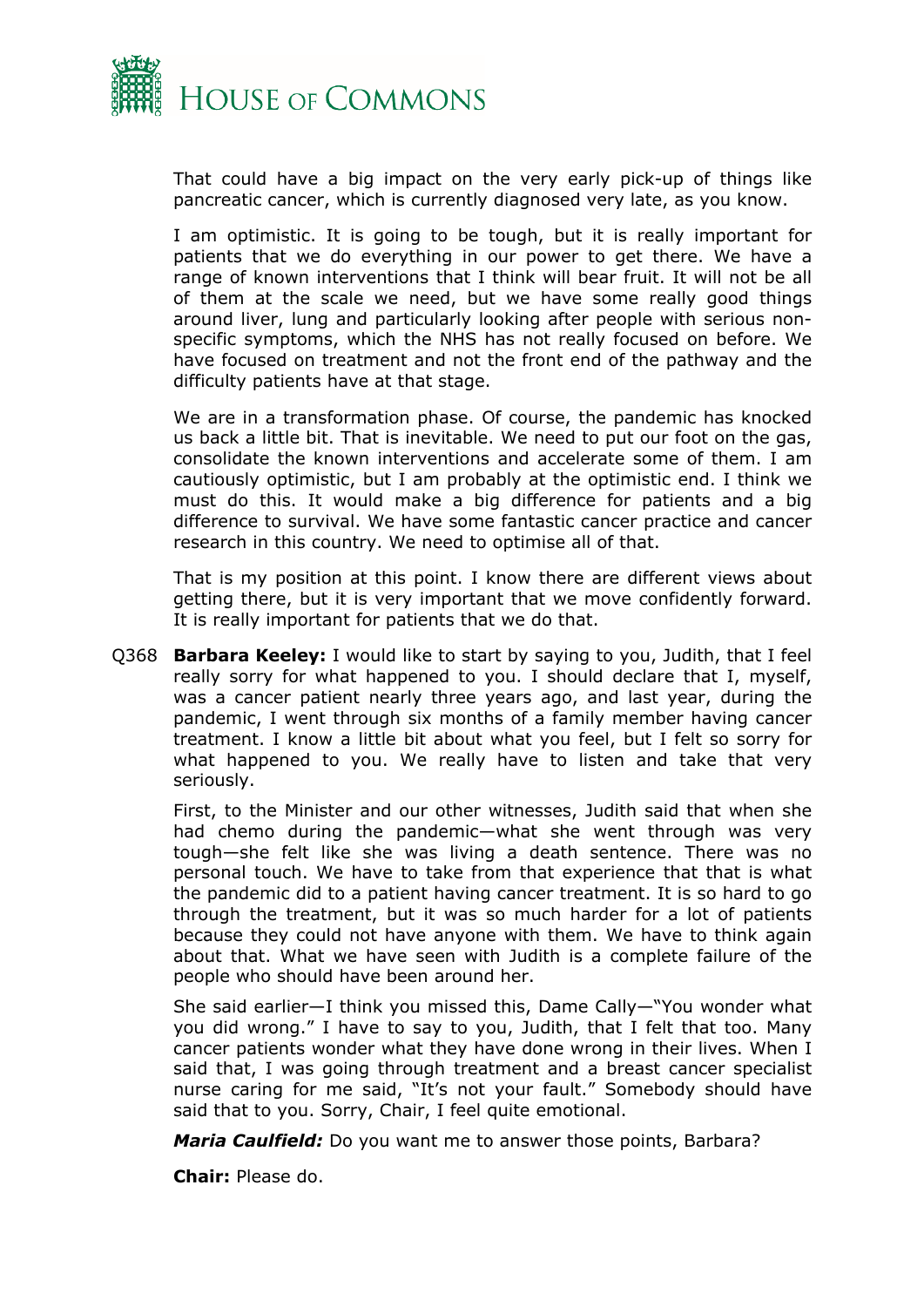That could have a big impact on the very early pick-up of things like pancreatic cancer, which is currently diagnosed very late, as you know.

I am optimistic. It is going to be tough, but it is really important for patients that we do everything in our power to get there. We have a range of known interventions that I think will bear fruit. It will not be all of them at the scale we need, but we have some really good things around liver, lung and particularly looking after people with serious non-specific symptoms, which the NHS has not really focused on before. We have focused on treatment and not the front end of the pathway and the difficulty patients have at that stage.

We are in a transformation phase. Of course, the pandemic has knocked us back a little bit. That is inevitable. We need to put our foot on the gas, consolidate the known interventions and accelerate some of them. I am cautiously optimistic, but I am probably at the optimistic end. I think we must do this. It would make a big difference for patients and a big difference to survival. We have some fantastic cancer practice and cancer research in this country. We need to optimise all of that.

That is my position at this point. I know there are different views about getting there, but it is very important that we move confidently forward. It is really important for patients that we do that.

Q368 **Barbara Keeley:** I would like to start by saying to you, Judith, that I feel really sorry for what happened to you. I should declare that I, myself, was a cancer patient nearly three years ago, and last year, during the pandemic, I went through six months of a family member having cancer treatment. I know a little bit about what you feel, but I felt so sorry for what happened to you. We really have to listen and take that very seriously.

First, to the Minister and our other witnesses, Judith said that when she had chemo during the pandemic—what she went through was very tough—she felt like she was living a death sentence. There was no personal touch. We have to take from that experience that that is what the pandemic did to a patient having cancer treatment. It is so hard to go through the treatment, but it was so much harder for a lot of patients because they could not have anyone with them. We have to think again about that. What we have seen with Judith is a complete failure of the people who should have been around her.

She said earlier—I think you missed this, Dame Cally—"You wonder what you did wrong." I have to say to you, Judith, that I felt that too. Many cancer patients wonder what they have done wrong in their lives. When I said that, I was going through treatment and a breast cancer specialist nurse caring for me said, "It's not your fault." Somebody should have said that to you. Sorry, Chair, I feel quite emotional.

***Maria Caulfield:*** Do you want me to answer those points, Barbara?

**Chair:** Please do.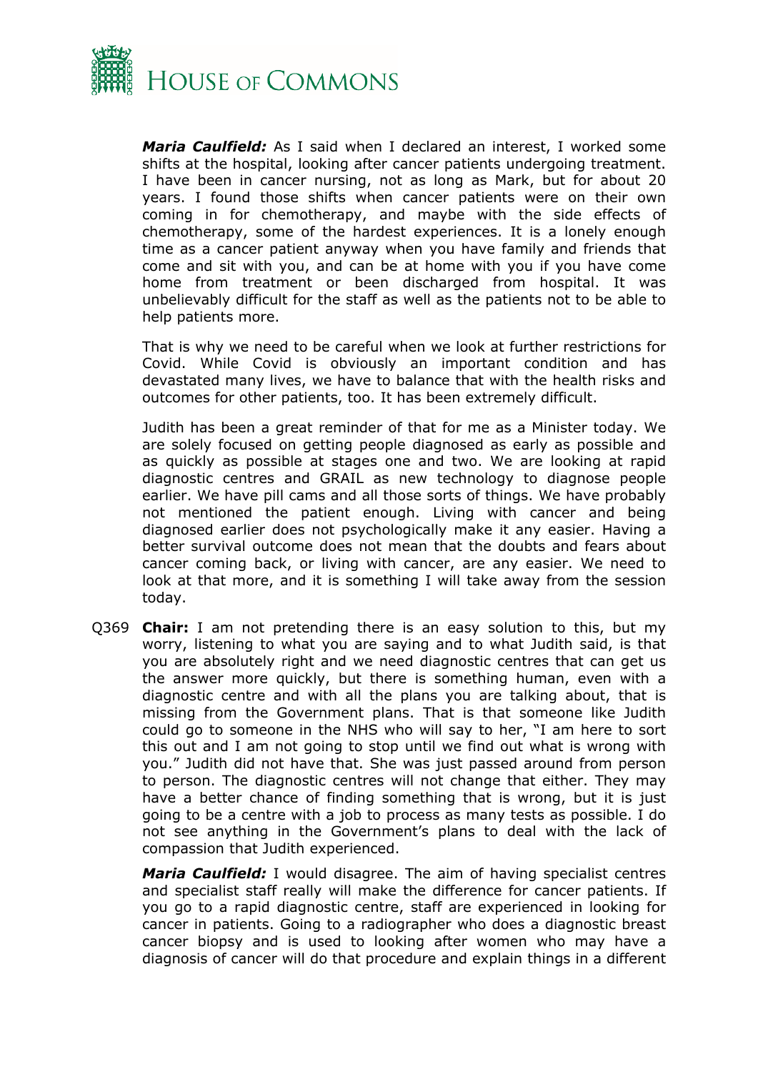***Maria Caulfield:*** As I said when I declared an interest, I worked some shifts at the hospital, looking after cancer patients undergoing treatment. I have been in cancer nursing, not as long as Mark, but for about 20 years. I found those shifts when cancer patients were on their own coming in for chemotherapy, and maybe with the side effects of chemotherapy, some of the hardest experiences. It is a lonely enough time as a cancer patient anyway when you have family and friends that come and sit with you, and can be at home with you if you have come home from treatment or been discharged from hospital. It was unbelievably difficult for the staff as well as the patients not to be able to help patients more.

That is why we need to be careful when we look at further restrictions for Covid. While Covid is obviously an important condition and has devastated many lives, we have to balance that with the health risks and outcomes for other patients, too. It has been extremely difficult.

Judith has been a great reminder of that for me as a Minister today. We are solely focused on getting people diagnosed as early as possible and as quickly as possible at stages one and two. We are looking at rapid diagnostic centres and GRAIL as new technology to diagnose people earlier. We have pill cams and all those sorts of things. We have probably not mentioned the patient enough. Living with cancer and being diagnosed earlier does not psychologically make it any easier. Having a better survival outcome does not mean that the doubts and fears about cancer coming back, or living with cancer, are any easier. We need to look at that more, and it is something I will take away from the session today.

Q369 **Chair:** I am not pretending there is an easy solution to this, but my worry, listening to what you are saying and to what Judith said, is that you are absolutely right and we need diagnostic centres that can get us the answer more quickly, but there is something human, even with a diagnostic centre and with all the plans you are talking about, that is missing from the Government plans. That is that someone like Judith could go to someone in the NHS who will say to her, "I am here to sort this out and I am not going to stop until we find out what is wrong with you." Judith did not have that. She was just passed around from person to person. The diagnostic centres will not change that either. They may have a better chance of finding something that is wrong, but it is just going to be a centre with a job to process as many tests as possible. I do not see anything in the Government's plans to deal with the lack of compassion that Judith experienced.

***Maria Caulfield:*** I would disagree. The aim of having specialist centres and specialist staff really will make the difference for cancer patients. If you go to a rapid diagnostic centre, staff are experienced in looking for cancer in patients. Going to a radiographer who does a diagnostic breast cancer biopsy and is used to looking after women who may have a diagnosis of cancer will do that procedure and explain things in a different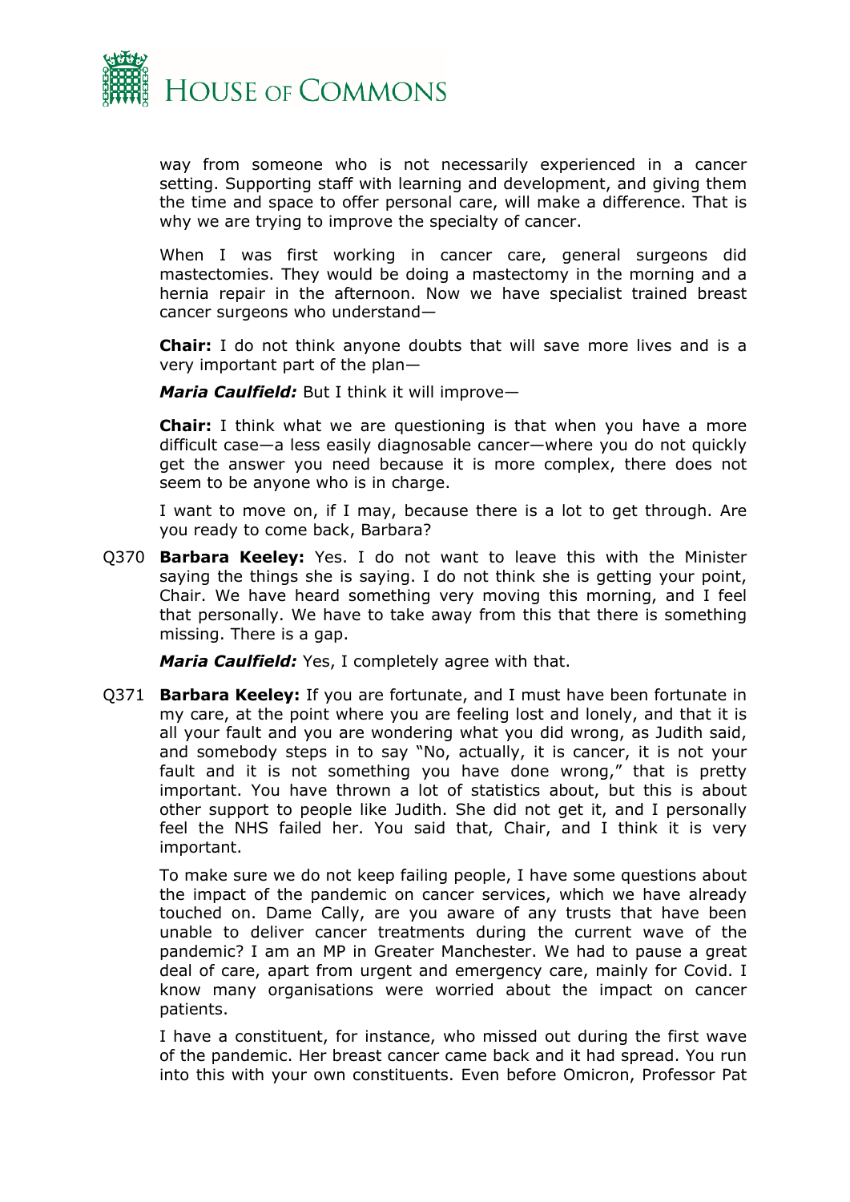way from someone who is not necessarily experienced in a cancer setting. Supporting staff with learning and development, and giving them the time and space to offer personal care, will make a difference. That is why we are trying to improve the specialty of cancer.

When I was first working in cancer care, general surgeons did mastectomies. They would be doing a mastectomy in the morning and a hernia repair in the afternoon. Now we have specialist trained breast cancer surgeons who understand—

**Chair:** I do not think anyone doubts that will save more lives and is a very important part of the plan—

***Maria Caulfield:*** But I think it will improve—

**Chair:** I think what we are questioning is that when you have a more difficult case—a less easily diagnosable cancer—where you do not quickly get the answer you need because it is more complex, there does not seem to be anyone who is in charge.

I want to move on, if I may, because there is a lot to get through. Are you ready to come back, Barbara?

Q370 **Barbara Keeley:** Yes. I do not want to leave this with the Minister saying the things she is saying. I do not think she is getting your point, Chair. We have heard something very moving this morning, and I feel that personally. We have to take away from this that there is something missing. There is a gap.

***Maria Caulfield:*** Yes, I completely agree with that.

Q371 **Barbara Keeley:** If you are fortunate, and I must have been fortunate in my care, at the point where you are feeling lost and lonely, and that it is all your fault and you are wondering what you did wrong, as Judith said, and somebody steps in to say "No, actually, it is cancer, it is not your fault and it is not something you have done wrong," that is pretty important. You have thrown a lot of statistics about, but this is about other support to people like Judith. She did not get it, and I personally feel the NHS failed her. You said that, Chair, and I think it is very important.

To make sure we do not keep failing people, I have some questions about the impact of the pandemic on cancer services, which we have already touched on. Dame Cally, are you aware of any trusts that have been unable to deliver cancer treatments during the current wave of the pandemic? I am an MP in Greater Manchester. We had to pause a great deal of care, apart from urgent and emergency care, mainly for Covid. I know many organisations were worried about the impact on cancer patients.

I have a constituent, for instance, who missed out during the first wave of the pandemic. Her breast cancer came back and it had spread. You run into this with your own constituents. Even before Omicron, Professor Pat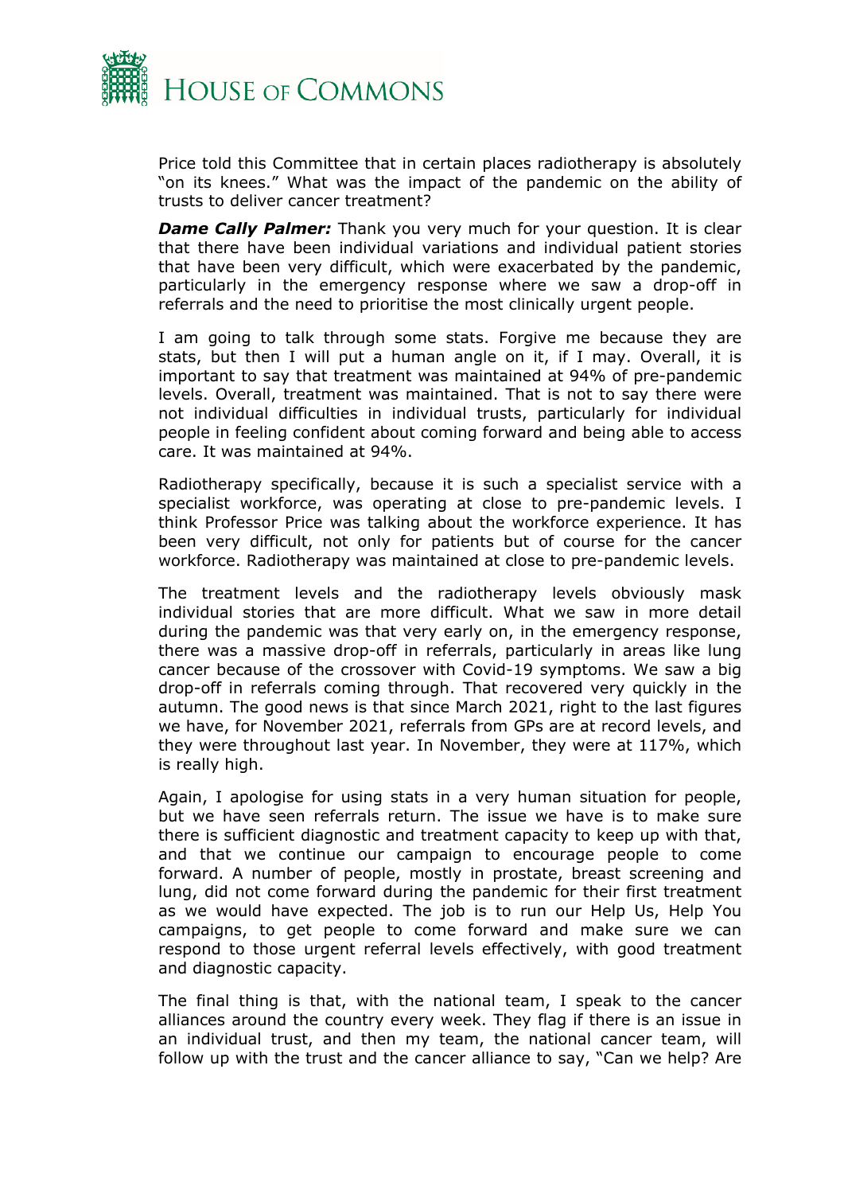Price told this Committee that in certain places radiotherapy is absolutely "on its knees." What was the impact of the pandemic on the ability of trusts to deliver cancer treatment?

***Dame Cally Palmer:*** Thank you very much for your question. It is clear that there have been individual variations and individual patient stories that have been very difficult, which were exacerbated by the pandemic, particularly in the emergency response where we saw a drop-off in referrals and the need to prioritise the most clinically urgent people.

I am going to talk through some stats. Forgive me because they are stats, but then I will put a human angle on it, if I may. Overall, it is important to say that treatment was maintained at 94% of pre-pandemic levels. Overall, treatment was maintained. That is not to say there were not individual difficulties in individual trusts, particularly for individual people in feeling confident about coming forward and being able to access care. It was maintained at 94%.

Radiotherapy specifically, because it is such a specialist service with a specialist workforce, was operating at close to pre-pandemic levels. I think Professor Price was talking about the workforce experience. It has been very difficult, not only for patients but of course for the cancer workforce. Radiotherapy was maintained at close to pre-pandemic levels.

The treatment levels and the radiotherapy levels obviously mask individual stories that are more difficult. What we saw in more detail during the pandemic was that very early on, in the emergency response, there was a massive drop-off in referrals, particularly in areas like lung cancer because of the crossover with Covid-19 symptoms. We saw a big drop-off in referrals coming through. That recovered very quickly in the autumn. The good news is that since March 2021, right to the last figures we have, for November 2021, referrals from GPs are at record levels, and they were throughout last year. In November, they were at 117%, which is really high.

Again, I apologise for using stats in a very human situation for people, but we have seen referrals return. The issue we have is to make sure there is sufficient diagnostic and treatment capacity to keep up with that, and that we continue our campaign to encourage people to come forward. A number of people, mostly in prostate, breast screening and lung, did not come forward during the pandemic for their first treatment as we would have expected. The job is to run our Help Us, Help You campaigns, to get people to come forward and make sure we can respond to those urgent referral levels effectively, with good treatment and diagnostic capacity.

The final thing is that, with the national team, I speak to the cancer alliances around the country every week. They flag if there is an issue in an individual trust, and then my team, the national cancer team, will follow up with the trust and the cancer alliance to say, "Can we help? Are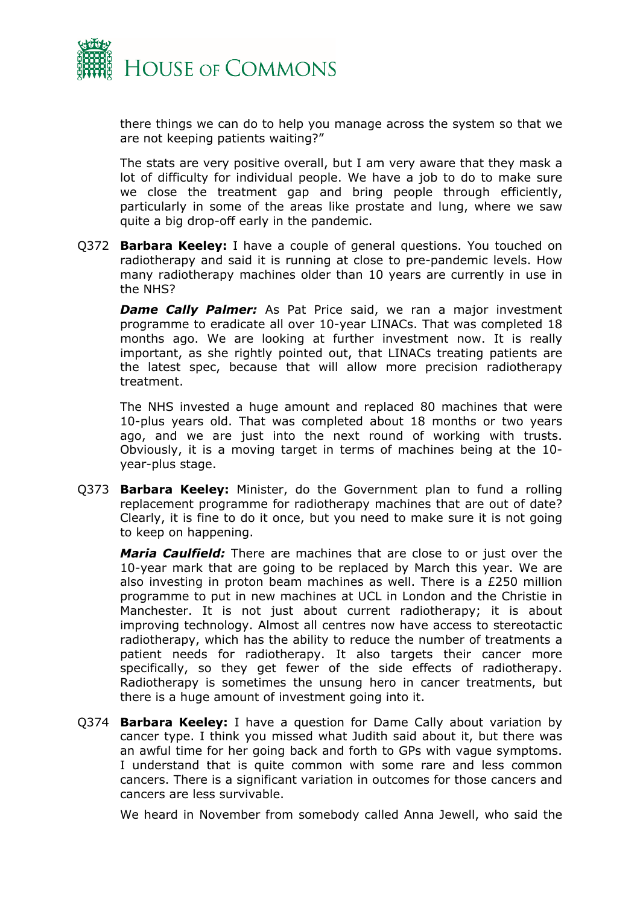there things we can do to help you manage across the system so that we are not keeping patients waiting?"

The stats are very positive overall, but I am very aware that they mask a lot of difficulty for individual people. We have a job to do to make sure we close the treatment gap and bring people through efficiently, particularly in some of the areas like prostate and lung, where we saw quite a big drop-off early in the pandemic.

Q372 **Barbara Keeley:** I have a couple of general questions. You touched on radiotherapy and said it is running at close to pre-pandemic levels. How many radiotherapy machines older than 10 years are currently in use in the NHS?

***Dame Cally Palmer:*** As Pat Price said, we ran a major investment programme to eradicate all over 10-year LINACs. That was completed 18 months ago. We are looking at further investment now. It is really important, as she rightly pointed out, that LINACs treating patients are the latest spec, because that will allow more precision radiotherapy treatment.

The NHS invested a huge amount and replaced 80 machines that were 10-plus years old. That was completed about 18 months or two years ago, and we are just into the next round of working with trusts. Obviously, it is a moving target in terms of machines being at the 10-year-plus stage.

Q373 **Barbara Keeley:** Minister, do the Government plan to fund a rolling replacement programme for radiotherapy machines that are out of date? Clearly, it is fine to do it once, but you need to make sure it is not going to keep on happening.

***Maria Caulfield:*** There are machines that are close to or just over the 10-year mark that are going to be replaced by March this year. We are also investing in proton beam machines as well. There is a £250 million programme to put in new machines at UCL in London and the Christie in Manchester. It is not just about current radiotherapy; it is about improving technology. Almost all centres now have access to stereotactic radiotherapy, which has the ability to reduce the number of treatments a patient needs for radiotherapy. It also targets their cancer more specifically, so they get fewer of the side effects of radiotherapy. Radiotherapy is sometimes the unsung hero in cancer treatments, but there is a huge amount of investment going into it.

Q374 **Barbara Keeley:** I have a question for Dame Cally about variation by cancer type. I think you missed what Judith said about it, but there was an awful time for her going back and forth to GPs with vague symptoms. I understand that is quite common with some rare and less common cancers. There is a significant variation in outcomes for those cancers and cancers are less survivable.

We heard in November from somebody called Anna Jewell, who said the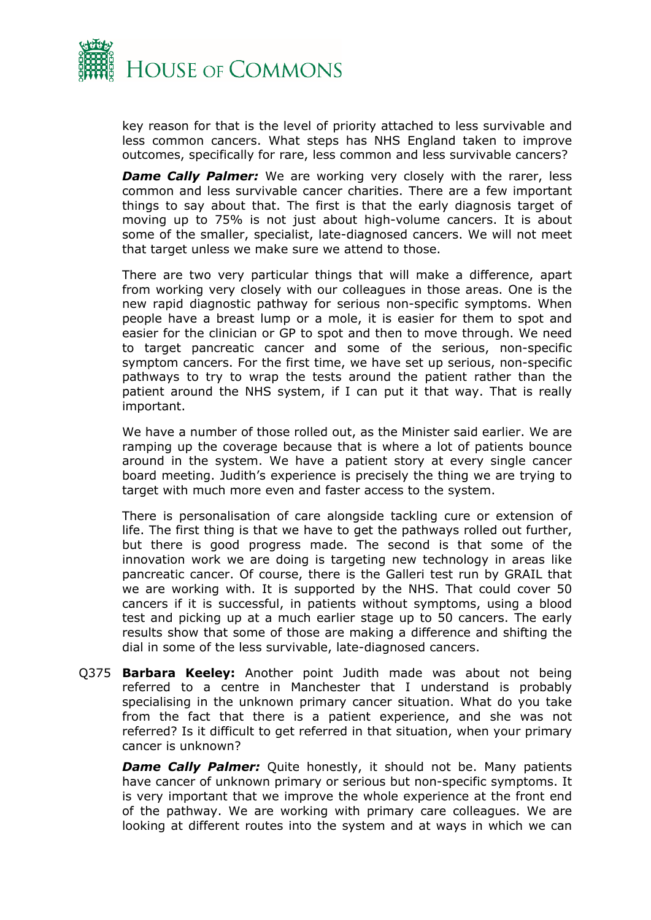key reason for that is the level of priority attached to less survivable and less common cancers. What steps has NHS England taken to improve outcomes, specifically for rare, less common and less survivable cancers?

***Dame Cally Palmer:*** We are working very closely with the rarer, less common and less survivable cancer charities. There are a few important things to say about that. The first is that the early diagnosis target of moving up to 75% is not just about high-volume cancers. It is about some of the smaller, specialist, late-diagnosed cancers. We will not meet that target unless we make sure we attend to those.

There are two very particular things that will make a difference, apart from working very closely with our colleagues in those areas. One is the new rapid diagnostic pathway for serious non-specific symptoms. When people have a breast lump or a mole, it is easier for them to spot and easier for the clinician or GP to spot and then to move through. We need to target pancreatic cancer and some of the serious, non-specific symptom cancers. For the first time, we have set up serious, non-specific pathways to try to wrap the tests around the patient rather than the patient around the NHS system, if I can put it that way. That is really important.

We have a number of those rolled out, as the Minister said earlier. We are ramping up the coverage because that is where a lot of patients bounce around in the system. We have a patient story at every single cancer board meeting. Judith's experience is precisely the thing we are trying to target with much more even and faster access to the system.

There is personalisation of care alongside tackling cure or extension of life. The first thing is that we have to get the pathways rolled out further, but there is good progress made. The second is that some of the innovation work we are doing is targeting new technology in areas like pancreatic cancer. Of course, there is the Galleri test run by GRAIL that we are working with. It is supported by the NHS. That could cover 50 cancers if it is successful, in patients without symptoms, using a blood test and picking up at a much earlier stage up to 50 cancers. The early results show that some of those are making a difference and shifting the dial in some of the less survivable, late-diagnosed cancers.

Q375 **Barbara Keeley:** Another point Judith made was about not being referred to a centre in Manchester that I understand is probably specialising in the unknown primary cancer situation. What do you take from the fact that there is a patient experience, and she was not referred? Is it difficult to get referred in that situation, when your primary cancer is unknown?

***Dame Cally Palmer:*** Quite honestly, it should not be. Many patients have cancer of unknown primary or serious but non-specific symptoms. It is very important that we improve the whole experience at the front end of the pathway. We are working with primary care colleagues. We are looking at different routes into the system and at ways in which we can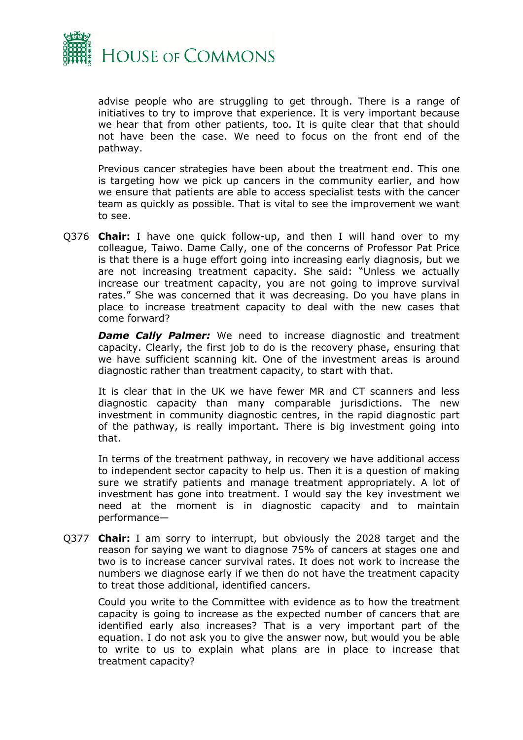advise people who are struggling to get through. There is a range of initiatives to try to improve that experience. It is very important because we hear that from other patients, too. It is quite clear that that should not have been the case. We need to focus on the front end of the pathway.

Previous cancer strategies have been about the treatment end. This one is targeting how we pick up cancers in the community earlier, and how we ensure that patients are able to access specialist tests with the cancer team as quickly as possible. That is vital to see the improvement we want to see.

Q376 **Chair:** I have one quick follow-up, and then I will hand over to my colleague, Taiwo. Dame Cally, one of the concerns of Professor Pat Price is that there is a huge effort going into increasing early diagnosis, but we are not increasing treatment capacity. She said: "Unless we actually increase our treatment capacity, you are not going to improve survival rates." She was concerned that it was decreasing. Do you have plans in place to increase treatment capacity to deal with the new cases that come forward?

***Dame Cally Palmer:*** We need to increase diagnostic and treatment capacity. Clearly, the first job to do is the recovery phase, ensuring that we have sufficient scanning kit. One of the investment areas is around diagnostic rather than treatment capacity, to start with that.

It is clear that in the UK we have fewer MR and CT scanners and less diagnostic capacity than many comparable jurisdictions. The new investment in community diagnostic centres, in the rapid diagnostic part of the pathway, is really important. There is big investment going into that.

In terms of the treatment pathway, in recovery we have additional access to independent sector capacity to help us. Then it is a question of making sure we stratify patients and manage treatment appropriately. A lot of investment has gone into treatment. I would say the key investment we need at the moment is in diagnostic capacity and to maintain performance—

Q377 **Chair:** I am sorry to interrupt, but obviously the 2028 target and the reason for saying we want to diagnose 75% of cancers at stages one and two is to increase cancer survival rates. It does not work to increase the numbers we diagnose early if we then do not have the treatment capacity to treat those additional, identified cancers.

Could you write to the Committee with evidence as to how the treatment capacity is going to increase as the expected number of cancers that are identified early also increases? That is a very important part of the equation. I do not ask you to give the answer now, but would you be able to write to us to explain what plans are in place to increase that treatment capacity?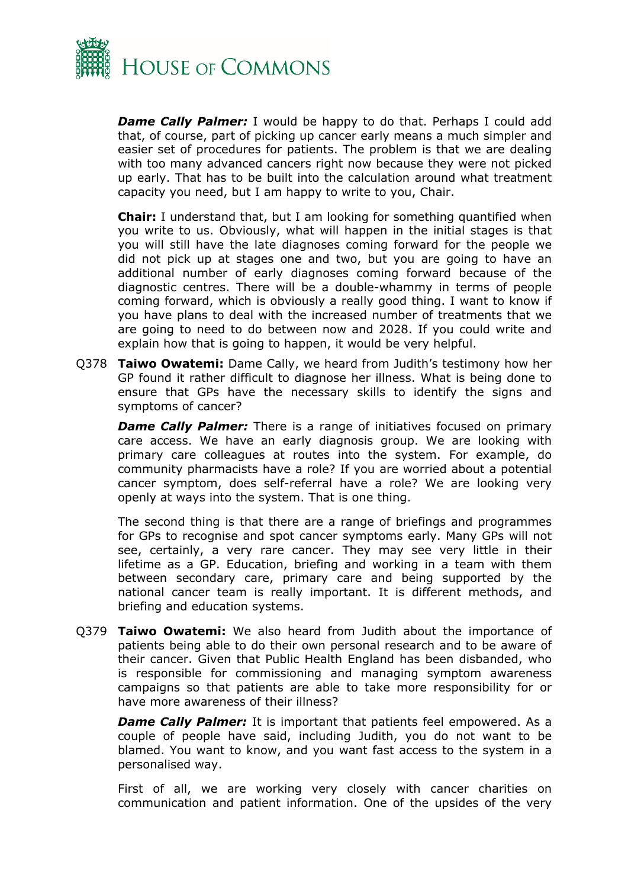***Dame Cally Palmer:*** I would be happy to do that. Perhaps I could add that, of course, part of picking up cancer early means a much simpler and easier set of procedures for patients. The problem is that we are dealing with too many advanced cancers right now because they were not picked up early. That has to be built into the calculation around what treatment capacity you need, but I am happy to write to you, Chair.

**Chair:** I understand that, but I am looking for something quantified when you write to us. Obviously, what will happen in the initial stages is that you will still have the late diagnoses coming forward for the people we did not pick up at stages one and two, but you are going to have an additional number of early diagnoses coming forward because of the diagnostic centres. There will be a double-whammy in terms of people coming forward, which is obviously a really good thing. I want to know if you have plans to deal with the increased number of treatments that we are going to need to do between now and 2028. If you could write and explain how that is going to happen, it would be very helpful.

Q378 **Taiwo Owatemi:** Dame Cally, we heard from Judith's testimony how her GP found it rather difficult to diagnose her illness. What is being done to ensure that GPs have the necessary skills to identify the signs and symptoms of cancer?

***Dame Cally Palmer:*** There is a range of initiatives focused on primary care access. We have an early diagnosis group. We are looking with primary care colleagues at routes into the system. For example, do community pharmacists have a role? If you are worried about a potential cancer symptom, does self-referral have a role? We are looking very openly at ways into the system. That is one thing.

The second thing is that there are a range of briefings and programmes for GPs to recognise and spot cancer symptoms early. Many GPs will not see, certainly, a very rare cancer. They may see very little in their lifetime as a GP. Education, briefing and working in a team with them between secondary care, primary care and being supported by the national cancer team is really important. It is different methods, and briefing and education systems.

Q379 **Taiwo Owatemi:** We also heard from Judith about the importance of patients being able to do their own personal research and to be aware of their cancer. Given that Public Health England has been disbanded, who is responsible for commissioning and managing symptom awareness campaigns so that patients are able to take more responsibility for or have more awareness of their illness?

***Dame Cally Palmer:*** It is important that patients feel empowered. As a couple of people have said, including Judith, you do not want to be blamed. You want to know, and you want fast access to the system in a personalised way.

First of all, we are working very closely with cancer charities on communication and patient information. One of the upsides of the very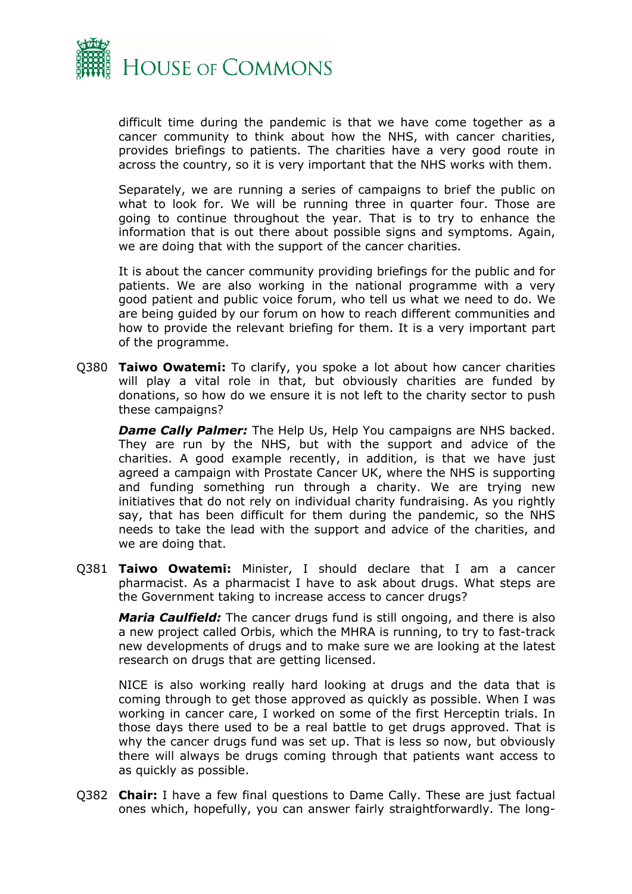difficult time during the pandemic is that we have come together as a cancer community to think about how the NHS, with cancer charities, provides briefings to patients. The charities have a very good route in across the country, so it is very important that the NHS works with them.

Separately, we are running a series of campaigns to brief the public on what to look for. We will be running three in quarter four. Those are going to continue throughout the year. That is to try to enhance the information that is out there about possible signs and symptoms. Again, we are doing that with the support of the cancer charities.

It is about the cancer community providing briefings for the public and for patients. We are also working in the national programme with a very good patient and public voice forum, who tell us what we need to do. We are being guided by our forum on how to reach different communities and how to provide the relevant briefing for them. It is a very important part of the programme.

Q380 **Taiwo Owatemi:** To clarify, you spoke a lot about how cancer charities will play a vital role in that, but obviously charities are funded by donations, so how do we ensure it is not left to the charity sector to push these campaigns?

***Dame Cally Palmer:*** The Help Us, Help You campaigns are NHS backed. They are run by the NHS, but with the support and advice of the charities. A good example recently, in addition, is that we have just agreed a campaign with Prostate Cancer UK, where the NHS is supporting and funding something run through a charity. We are trying new initiatives that do not rely on individual charity fundraising. As you rightly say, that has been difficult for them during the pandemic, so the NHS needs to take the lead with the support and advice of the charities, and we are doing that.

Q381 **Taiwo Owatemi:** Minister, I should declare that I am a cancer pharmacist. As a pharmacist I have to ask about drugs. What steps are the Government taking to increase access to cancer drugs?

***Maria Caulfield:*** The cancer drugs fund is still ongoing, and there is also a new project called Orbis, which the MHRA is running, to try to fast-track new developments of drugs and to make sure we are looking at the latest research on drugs that are getting licensed.

NICE is also working really hard looking at drugs and the data that is coming through to get those approved as quickly as possible. When I was working in cancer care, I worked on some of the first Herceptin trials. In those days there used to be a real battle to get drugs approved. That is why the cancer drugs fund was set up. That is less so now, but obviously there will always be drugs coming through that patients want access to as quickly as possible.

Q382 **Chair:** I have a few final questions to Dame Cally. These are just factual ones which, hopefully, you can answer fairly straightforwardly. The long-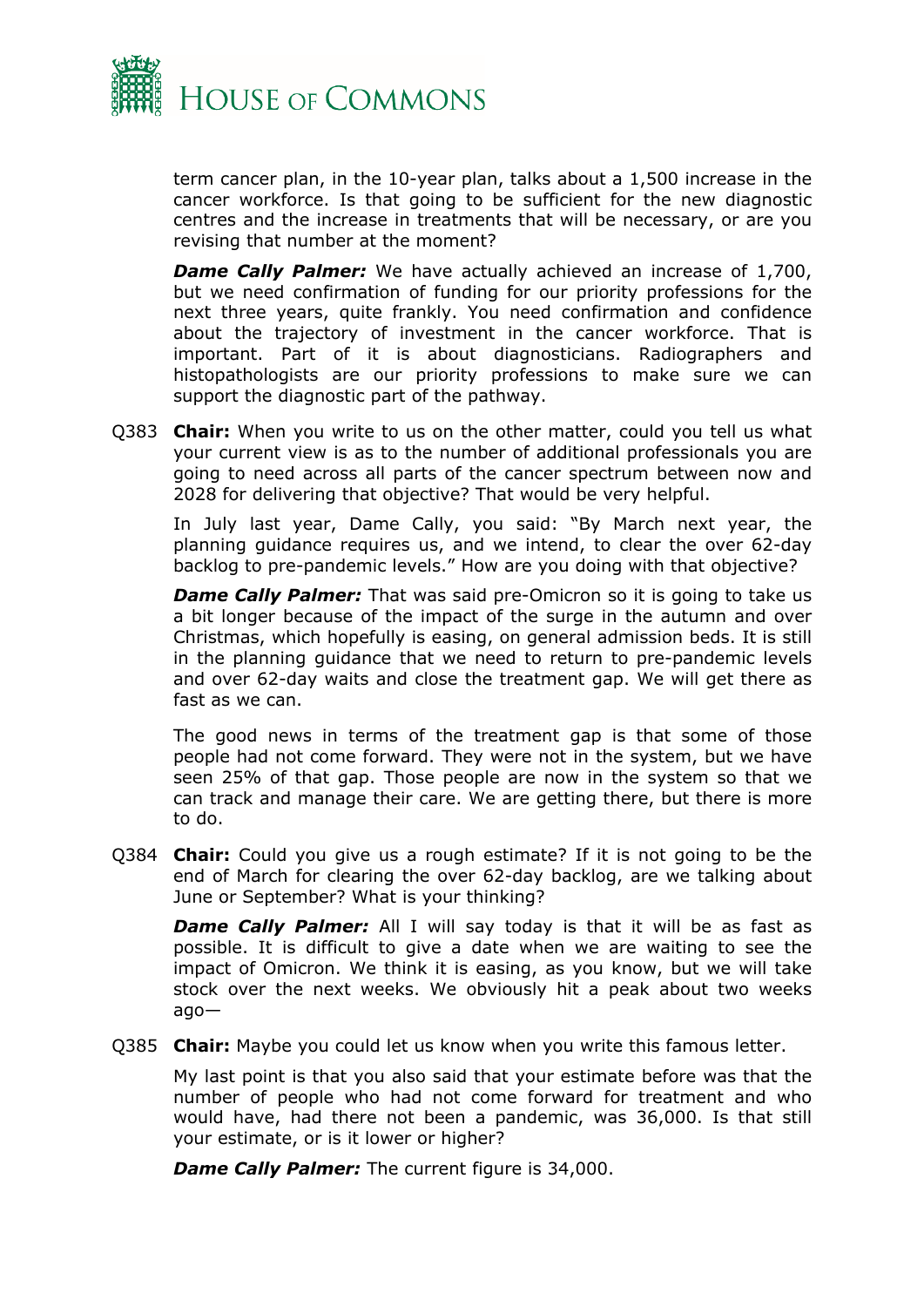term cancer plan, in the 10-year plan, talks about a 1,500 increase in the cancer workforce. Is that going to be sufficient for the new diagnostic centres and the increase in treatments that will be necessary, or are you revising that number at the moment?

***Dame Cally Palmer:*** We have actually achieved an increase of 1,700, but we need confirmation of funding for our priority professions for the next three years, quite frankly. You need confirmation and confidence about the trajectory of investment in the cancer workforce. That is important. Part of it is about diagnosticians. Radiographers and histopathologists are our priority professions to make sure we can support the diagnostic part of the pathway.

Q383 **Chair:** When you write to us on the other matter, could you tell us what your current view is as to the number of additional professionals you are going to need across all parts of the cancer spectrum between now and 2028 for delivering that objective? That would be very helpful.

In July last year, Dame Cally, you said: "By March next year, the planning guidance requires us, and we intend, to clear the over 62-day backlog to pre-pandemic levels." How are you doing with that objective?

***Dame Cally Palmer:*** That was said pre-Omicron so it is going to take us a bit longer because of the impact of the surge in the autumn and over Christmas, which hopefully is easing, on general admission beds. It is still in the planning guidance that we need to return to pre-pandemic levels and over 62-day waits and close the treatment gap. We will get there as fast as we can.

The good news in terms of the treatment gap is that some of those people had not come forward. They were not in the system, but we have seen 25% of that gap. Those people are now in the system so that we can track and manage their care. We are getting there, but there is more to do.

Q384 **Chair:** Could you give us a rough estimate? If it is not going to be the end of March for clearing the over 62-day backlog, are we talking about June or September? What is your thinking?

***Dame Cally Palmer:*** All I will say today is that it will be as fast as possible. It is difficult to give a date when we are waiting to see the impact of Omicron. We think it is easing, as you know, but we will take stock over the next weeks. We obviously hit a peak about two weeks ago—

Q385 **Chair:** Maybe you could let us know when you write this famous letter.

My last point is that you also said that your estimate before was that the number of people who had not come forward for treatment and who would have, had there not been a pandemic, was 36,000. Is that still your estimate, or is it lower or higher?

***Dame Cally Palmer:*** The current figure is 34,000.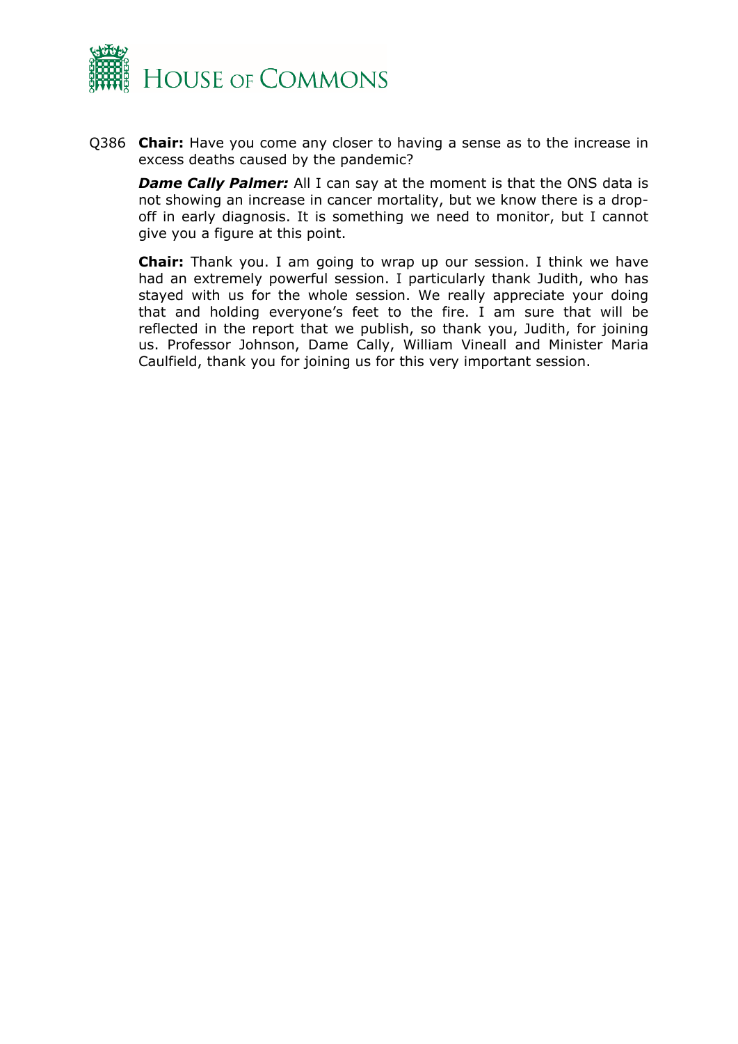Q386 **Chair:** Have you come any closer to having a sense as to the increase in excess deaths caused by the pandemic?

***Dame Cally Palmer:*** All I can say at the moment is that the ONS data is not showing an increase in cancer mortality, but we know there is a drop-off in early diagnosis. It is something we need to monitor, but I cannot give you a figure at this point.

**Chair:** Thank you. I am going to wrap up our session. I think we have had an extremely powerful session. I particularly thank Judith, who has stayed with us for the whole session. We really appreciate your doing that and holding everyone's feet to the fire. I am sure that will be reflected in the report that we publish, so thank you, Judith, for joining us. Professor Johnson, Dame Cally, William Vineall and Minister Maria Caulfield, thank you for joining us for this very important session.